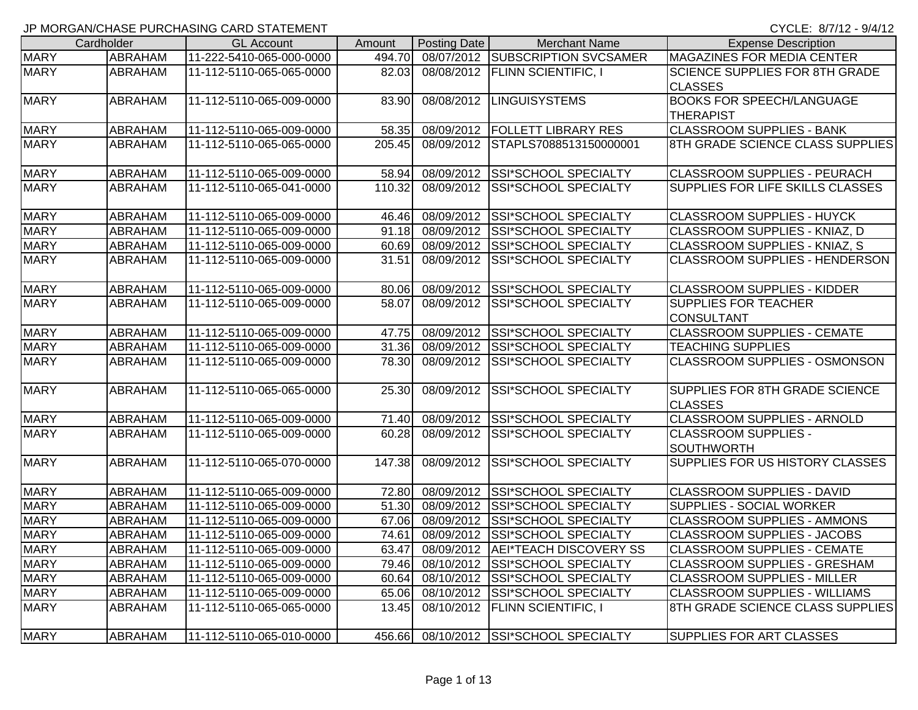JP MORGAN/CHASE PURCHASING CARD STATEMENT

CYCLE: 8/7/12 - 9/4/12

| Cardholder | | GL Account | Amount | Posting Date | Merchant Name | Expense Description |
|---|---|---|---|---|---|---|
| MARY | ABRAHAM | 11-222-5410-065-000-0000 | 494.70 | 08/07/2012 | SUBSCRIPTION SVCSAMER | MAGAZINES FOR MEDIA CENTER |
| MARY | ABRAHAM | 11-112-5110-065-065-0000 | 82.03 | 08/08/2012 | FLINN SCIENTIFIC, I | SCIENCE SUPPLIES FOR 8TH GRADE CLASSES |
| MARY | ABRAHAM | 11-112-5110-065-009-0000 | 83.90 | 08/08/2012 | LINGUISYSTEMS | BOOKS FOR SPEECH/LANGUAGE THERAPIST |
| MARY | ABRAHAM | 11-112-5110-065-009-0000 | 58.35 | 08/09/2012 | FOLLETT LIBRARY RES | CLASSROOM SUPPLIES - BANK |
| MARY | ABRAHAM | 11-112-5110-065-065-0000 | 205.45 | 08/09/2012 | STAPLS7088513150000001 | 8TH GRADE SCIENCE CLASS SUPPLIES |
| MARY | ABRAHAM | 11-112-5110-065-009-0000 | 58.94 | 08/09/2012 | SSI*SCHOOL SPECIALTY | CLASSROOM SUPPLIES - PEURACH |
| MARY | ABRAHAM | 11-112-5110-065-041-0000 | 110.32 | 08/09/2012 | SSI*SCHOOL SPECIALTY | SUPPLIES FOR LIFE SKILLS CLASSES |
| MARY | ABRAHAM | 11-112-5110-065-009-0000 | 46.46 | 08/09/2012 | SSI*SCHOOL SPECIALTY | CLASSROOM SUPPLIES - HUYCK |
| MARY | ABRAHAM | 11-112-5110-065-009-0000 | 91.18 | 08/09/2012 | SSI*SCHOOL SPECIALTY | CLASSROOM SUPPLIES - KNIAZ, D |
| MARY | ABRAHAM | 11-112-5110-065-009-0000 | 60.69 | 08/09/2012 | SSI*SCHOOL SPECIALTY | CLASSROOM SUPPLIES - KNIAZ, S |
| MARY | ABRAHAM | 11-112-5110-065-009-0000 | 31.51 | 08/09/2012 | SSI*SCHOOL SPECIALTY | CLASSROOM SUPPLIES - HENDERSON |
| MARY | ABRAHAM | 11-112-5110-065-009-0000 | 80.06 | 08/09/2012 | SSI*SCHOOL SPECIALTY | CLASSROOM SUPPLIES - KIDDER |
| MARY | ABRAHAM | 11-112-5110-065-009-0000 | 58.07 | 08/09/2012 | SSI*SCHOOL SPECIALTY | SUPPLIES FOR TEACHER CONSULTANT |
| MARY | ABRAHAM | 11-112-5110-065-009-0000 | 47.75 | 08/09/2012 | SSI*SCHOOL SPECIALTY | CLASSROOM SUPPLIES - CEMATE |
| MARY | ABRAHAM | 11-112-5110-065-009-0000 | 31.36 | 08/09/2012 | SSI*SCHOOL SPECIALTY | TEACHING SUPPLIES |
| MARY | ABRAHAM | 11-112-5110-065-009-0000 | 78.30 | 08/09/2012 | SSI*SCHOOL SPECIALTY | CLASSROOM SUPPLIES - OSMONSON |
| MARY | ABRAHAM | 11-112-5110-065-065-0000 | 25.30 | 08/09/2012 | SSI*SCHOOL SPECIALTY | SUPPLIES FOR 8TH GRADE SCIENCE CLASSES |
| MARY | ABRAHAM | 11-112-5110-065-009-0000 | 71.40 | 08/09/2012 | SSI*SCHOOL SPECIALTY | CLASSROOM SUPPLIES - ARNOLD |
| MARY | ABRAHAM | 11-112-5110-065-009-0000 | 60.28 | 08/09/2012 | SSI*SCHOOL SPECIALTY | CLASSROOM SUPPLIES - SOUTHWORTH |
| MARY | ABRAHAM | 11-112-5110-065-070-0000 | 147.38 | 08/09/2012 | SSI*SCHOOL SPECIALTY | SUPPLIES FOR US HISTORY CLASSES |
| MARY | ABRAHAM | 11-112-5110-065-009-0000 | 72.80 | 08/09/2012 | SSI*SCHOOL SPECIALTY | CLASSROOM SUPPLIES - DAVID |
| MARY | ABRAHAM | 11-112-5110-065-009-0000 | 51.30 | 08/09/2012 | SSI*SCHOOL SPECIALTY | SUPPLIES - SOCIAL WORKER |
| MARY | ABRAHAM | 11-112-5110-065-009-0000 | 67.06 | 08/09/2012 | SSI*SCHOOL SPECIALTY | CLASSROOM SUPPLIES - AMMONS |
| MARY | ABRAHAM | 11-112-5110-065-009-0000 | 74.61 | 08/09/2012 | SSI*SCHOOL SPECIALTY | CLASSROOM SUPPLIES - JACOBS |
| MARY | ABRAHAM | 11-112-5110-065-009-0000 | 63.47 | 08/09/2012 | AEI*TEACH DISCOVERY SS | CLASSROOM SUPPLIES - CEMATE |
| MARY | ABRAHAM | 11-112-5110-065-009-0000 | 79.46 | 08/10/2012 | SSI*SCHOOL SPECIALTY | CLASSROOM SUPPLIES - GRESHAM |
| MARY | ABRAHAM | 11-112-5110-065-009-0000 | 60.64 | 08/10/2012 | SSI*SCHOOL SPECIALTY | CLASSROOM SUPPLIES - MILLER |
| MARY | ABRAHAM | 11-112-5110-065-009-0000 | 65.06 | 08/10/2012 | SSI*SCHOOL SPECIALTY | CLASSROOM SUPPLIES - WILLIAMS |
| MARY | ABRAHAM | 11-112-5110-065-065-0000 | 13.45 | 08/10/2012 | FLINN SCIENTIFIC, I | 8TH GRADE SCIENCE CLASS SUPPLIES |
| MARY | ABRAHAM | 11-112-5110-065-010-0000 | 456.66 | 08/10/2012 | SSI*SCHOOL SPECIALTY | SUPPLIES FOR ART CLASSES |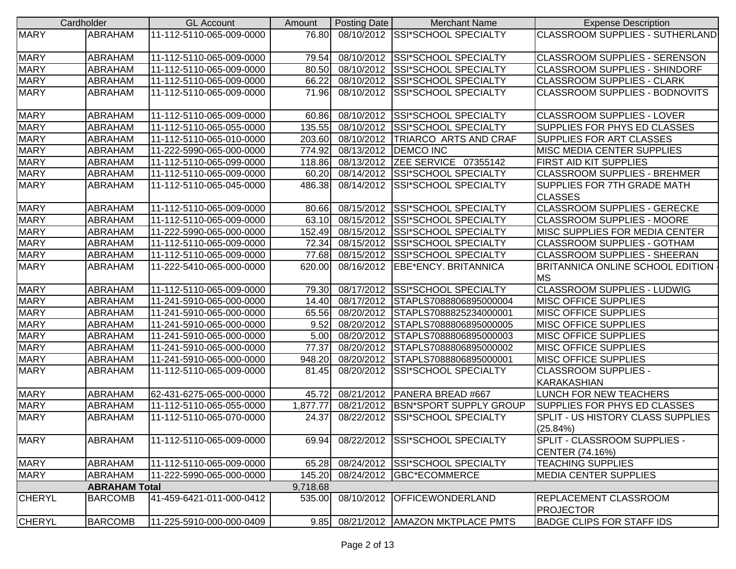| Cardholder | | GL Account | Amount | Posting Date | Merchant Name | Expense Description |
|---|---|---|---|---|---|---|
| MARY | ABRAHAM | 11-112-5110-065-009-0000 | 76.80 | 08/10/2012 | SSI*SCHOOL SPECIALTY | CLASSROOM SUPPLIES - SUTHERLAND |
| MARY | ABRAHAM | 11-112-5110-065-009-0000 | 79.54 | 08/10/2012 | SSI*SCHOOL SPECIALTY | CLASSROOM SUPPLIES - SERENSON |
| MARY | ABRAHAM | 11-112-5110-065-009-0000 | 80.50 | 08/10/2012 | SSI*SCHOOL SPECIALTY | CLASSROOM SUPPLIES - SHINDORF |
| MARY | ABRAHAM | 11-112-5110-065-009-0000 | 66.22 | 08/10/2012 | SSI*SCHOOL SPECIALTY | CLASSROOM SUPPLIES - CLARK |
| MARY | ABRAHAM | 11-112-5110-065-009-0000 | 71.96 | 08/10/2012 | SSI*SCHOOL SPECIALTY | CLASSROOM SUPPLIES - BODNOVITS |
| MARY | ABRAHAM | 11-112-5110-065-009-0000 | 60.86 | 08/10/2012 | SSI*SCHOOL SPECIALTY | CLASSROOM SUPPLIES - LOVER |
| MARY | ABRAHAM | 11-112-5110-065-055-0000 | 135.55 | 08/10/2012 | SSI*SCHOOL SPECIALTY | SUPPLIES FOR PHYS ED CLASSES |
| MARY | ABRAHAM | 11-112-5110-065-010-0000 | 203.60 | 08/10/2012 | TRIARCO ARTS AND CRAF | SUPPLIES FOR ART CLASSES |
| MARY | ABRAHAM | 11-222-5990-065-000-0000 | 774.92 | 08/13/2012 | DEMCO INC | MISC MEDIA CENTER SUPPLIES |
| MARY | ABRAHAM | 11-112-5110-065-099-0000 | 118.86 | 08/13/2012 | ZEE SERVICE 07355142 | FIRST AID KIT SUPPLIES |
| MARY | ABRAHAM | 11-112-5110-065-009-0000 | 60.20 | 08/14/2012 | SSI*SCHOOL SPECIALTY | CLASSROOM SUPPLIES - BREHMER |
| MARY | ABRAHAM | 11-112-5110-065-045-0000 | 486.38 | 08/14/2012 | SSI*SCHOOL SPECIALTY | SUPPLIES FOR 7TH GRADE MATH CLASSES |
| MARY | ABRAHAM | 11-112-5110-065-009-0000 | 80.66 | 08/15/2012 | SSI*SCHOOL SPECIALTY | CLASSROOM SUPPLIES - GERECKE |
| MARY | ABRAHAM | 11-112-5110-065-009-0000 | 63.10 | 08/15/2012 | SSI*SCHOOL SPECIALTY | CLASSROOM SUPPLIES - MOORE |
| MARY | ABRAHAM | 11-222-5990-065-000-0000 | 152.49 | 08/15/2012 | SSI*SCHOOL SPECIALTY | MISC SUPPLIES FOR MEDIA CENTER |
| MARY | ABRAHAM | 11-112-5110-065-009-0000 | 72.34 | 08/15/2012 | SSI*SCHOOL SPECIALTY | CLASSROOM SUPPLIES - GOTHAM |
| MARY | ABRAHAM | 11-112-5110-065-009-0000 | 77.68 | 08/15/2012 | SSI*SCHOOL SPECIALTY | CLASSROOM SUPPLIES - SHEERAN |
| MARY | ABRAHAM | 11-222-5410-065-000-0000 | 620.00 | 08/16/2012 | EBE*ENCY. BRITANNICA | BRITANNICA ONLINE SCHOOL EDITION - MS |
| MARY | ABRAHAM | 11-112-5110-065-009-0000 | 79.30 | 08/17/2012 | SSI*SCHOOL SPECIALTY | CLASSROOM SUPPLIES - LUDWIG |
| MARY | ABRAHAM | 11-241-5910-065-000-0000 | 14.40 | 08/17/2012 | STAPLS7088806895000004 | MISC OFFICE SUPPLIES |
| MARY | ABRAHAM | 11-241-5910-065-000-0000 | 65.56 | 08/20/2012 | STAPLS7088825234000001 | MISC OFFICE SUPPLIES |
| MARY | ABRAHAM | 11-241-5910-065-000-0000 | 9.52 | 08/20/2012 | STAPLS7088806895000005 | MISC OFFICE SUPPLIES |
| MARY | ABRAHAM | 11-241-5910-065-000-0000 | 5.00 | 08/20/2012 | STAPLS7088806895000003 | MISC OFFICE SUPPLIES |
| MARY | ABRAHAM | 11-241-5910-065-000-0000 | 77.37 | 08/20/2012 | STAPLS7088806895000002 | MISC OFFICE SUPPLIES |
| MARY | ABRAHAM | 11-241-5910-065-000-0000 | 948.20 | 08/20/2012 | STAPLS7088806895000001 | MISC OFFICE SUPPLIES |
| MARY | ABRAHAM | 11-112-5110-065-009-0000 | 81.45 | 08/20/2012 | SSI*SCHOOL SPECIALTY | CLASSROOM SUPPLIES - KARAKASHIAN |
| MARY | ABRAHAM | 62-431-6275-065-000-0000 | 45.72 | 08/21/2012 | PANERA BREAD #667 | LUNCH FOR NEW TEACHERS |
| MARY | ABRAHAM | 11-112-5110-065-055-0000 | 1,877.77 | 08/21/2012 | BSN*SPORT SUPPLY GROUP | SUPPLIES FOR PHYS ED CLASSES |
| MARY | ABRAHAM | 11-112-5110-065-070-0000 | 24.37 | 08/22/2012 | SSI*SCHOOL SPECIALTY | SPLIT - US HISTORY CLASS SUPPLIES (25.84%) |
| MARY | ABRAHAM | 11-112-5110-065-009-0000 | 69.94 | 08/22/2012 | SSI*SCHOOL SPECIALTY | SPLIT - CLASSROOM SUPPLIES - CENTER (74.16%) |
| MARY | ABRAHAM | 11-112-5110-065-009-0000 | 65.28 | 08/24/2012 | SSI*SCHOOL SPECIALTY | TEACHING SUPPLIES |
| MARY | ABRAHAM | 11-222-5990-065-000-0000 | 145.20 | 08/24/2012 | GBC*ECOMMERCE | MEDIA CENTER SUPPLIES |
| | **ABRAHAM Total** | | 9,718.68 | | | |
| CHERYL | BARCOMB | 41-459-6421-011-000-0412 | 535.00 | 08/10/2012 | OFFICEWONDERLAND | REPLACEMENT CLASSROOM PROJECTOR |
| CHERYL | BARCOMB | 11-225-5910-000-000-0409 | 9.85 | 08/21/2012 | AMAZON MKTPLACE PMTS | BADGE CLIPS FOR STAFF IDS |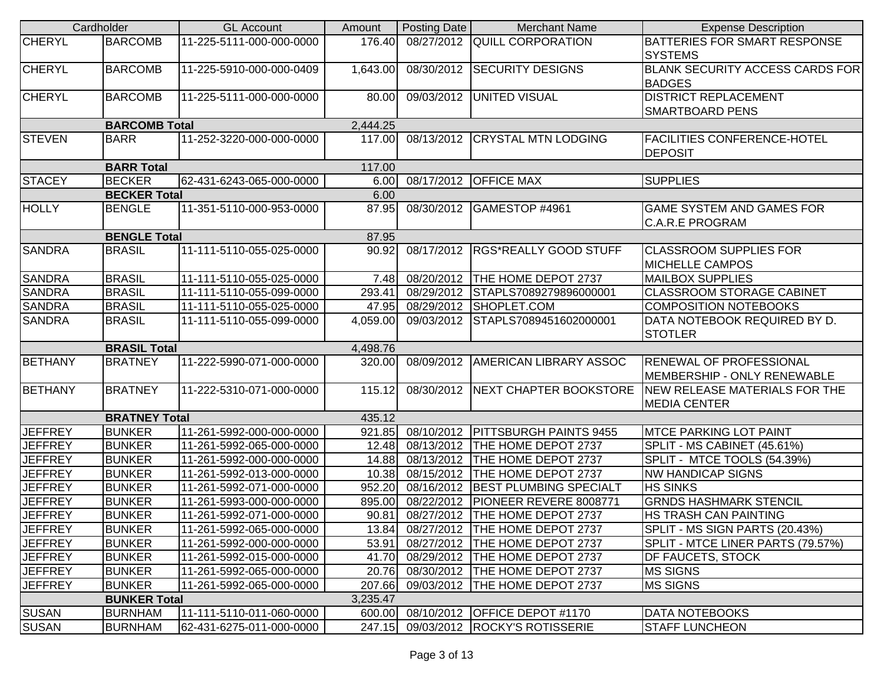| Cardholder | | GL Account | Amount | Posting Date | Merchant Name | Expense Description |
|---|---|---|---|---|---|---|
| CHERYL | BARCOMB | 11-225-5111-000-000-0000 | 176.40 | 08/27/2012 | QUILL CORPORATION | BATTERIES FOR SMART RESPONSE SYSTEMS |
| CHERYL | BARCOMB | 11-225-5910-000-000-0409 | 1,643.00 | 08/30/2012 | SECURITY DESIGNS | BLANK SECURITY ACCESS CARDS FOR BADGES |
| CHERYL | BARCOMB | 11-225-5111-000-000-0000 | 80.00 | 09/03/2012 | UNITED VISUAL | DISTRICT REPLACEMENT SMARTBOARD PENS |
| | **BARCOMB Total** | | 2,444.25 | | | |
| STEVEN | BARR | 11-252-3220-000-000-0000 | 117.00 | 08/13/2012 | CRYSTAL MTN LODGING | FACILITIES CONFERENCE-HOTEL DEPOSIT |
| | **BARR Total** | | 117.00 | | | |
| STACEY | BECKER | 62-431-6243-065-000-0000 | 6.00 | 08/17/2012 | OFFICE MAX | SUPPLIES |
| | **BECKER Total** | | 6.00 | | | |
| HOLLY | BENGLE | 11-351-5110-000-953-0000 | 87.95 | 08/30/2012 | GAMESTOP #4961 | GAME SYSTEM AND GAMES FOR C.A.R.E PROGRAM |
| | **BENGLE Total** | | 87.95 | | | |
| SANDRA | BRASIL | 11-111-5110-055-025-0000 | 90.92 | 08/17/2012 | RGS*REALLY GOOD STUFF | CLASSROOM SUPPLIES FOR MICHELLE CAMPOS |
| SANDRA | BRASIL | 11-111-5110-055-025-0000 | 7.48 | 08/20/2012 | THE HOME DEPOT 2737 | MAILBOX SUPPLIES |
| SANDRA | BRASIL | 11-111-5110-055-099-0000 | 293.41 | 08/29/2012 | STAPLS7089279896000001 | CLASSROOM STORAGE CABINET |
| SANDRA | BRASIL | 11-111-5110-055-025-0000 | 47.95 | 08/29/2012 | SHOPLET.COM | COMPOSITION NOTEBOOKS |
| SANDRA | BRASIL | 11-111-5110-055-099-0000 | 4,059.00 | 09/03/2012 | STAPLS7089451602000001 | DATA NOTEBOOK REQUIRED BY D. STOTLER |
| | **BRASIL Total** | | 4,498.76 | | | |
| BETHANY | BRATNEY | 11-222-5990-071-000-0000 | 320.00 | 08/09/2012 | AMERICAN LIBRARY ASSOC | RENEWAL OF PROFESSIONAL MEMBERSHIP - ONLY RENEWABLE |
| BETHANY | BRATNEY | 11-222-5310-071-000-0000 | 115.12 | 08/30/2012 | NEXT CHAPTER BOOKSTORE | NEW RELEASE MATERIALS FOR THE MEDIA CENTER |
| | **BRATNEY Total** | | 435.12 | | | |
| JEFFREY | BUNKER | 11-261-5992-000-000-0000 | 921.85 | 08/10/2012 | PITTSBURGH PAINTS 9455 | MTCE PARKING LOT PAINT |
| JEFFREY | BUNKER | 11-261-5992-065-000-0000 | 12.48 | 08/13/2012 | THE HOME DEPOT 2737 | SPLIT - MS CABINET (45.61%) |
| JEFFREY | BUNKER | 11-261-5992-000-000-0000 | 14.88 | 08/13/2012 | THE HOME DEPOT 2737 | SPLIT - MTCE TOOLS (54.39%) |
| JEFFREY | BUNKER | 11-261-5992-013-000-0000 | 10.38 | 08/15/2012 | THE HOME DEPOT 2737 | NW HANDICAP SIGNS |
| JEFFREY | BUNKER | 11-261-5992-071-000-0000 | 952.20 | 08/16/2012 | BEST PLUMBING SPECIALT | HS SINKS |
| JEFFREY | BUNKER | 11-261-5993-000-000-0000 | 895.00 | 08/22/2012 | PIONEER REVERE 8008771 | GRNDS HASHMARK STENCIL |
| JEFFREY | BUNKER | 11-261-5992-071-000-0000 | 90.81 | 08/27/2012 | THE HOME DEPOT 2737 | HS TRASH CAN PAINTING |
| JEFFREY | BUNKER | 11-261-5992-065-000-0000 | 13.84 | 08/27/2012 | THE HOME DEPOT 2737 | SPLIT - MS SIGN PARTS (20.43%) |
| JEFFREY | BUNKER | 11-261-5992-000-000-0000 | 53.91 | 08/27/2012 | THE HOME DEPOT 2737 | SPLIT - MTCE LINER PARTS (79.57%) |
| JEFFREY | BUNKER | 11-261-5992-015-000-0000 | 41.70 | 08/29/2012 | THE HOME DEPOT 2737 | DF FAUCETS, STOCK |
| JEFFREY | BUNKER | 11-261-5992-065-000-0000 | 20.76 | 08/30/2012 | THE HOME DEPOT 2737 | MS SIGNS |
| JEFFREY | BUNKER | 11-261-5992-065-000-0000 | 207.66 | 09/03/2012 | THE HOME DEPOT 2737 | MS SIGNS |
| | **BUNKER Total** | | 3,235.47 | | | |
| SUSAN | BURNHAM | 11-111-5110-011-060-0000 | 600.00 | 08/10/2012 | OFFICE DEPOT #1170 | DATA NOTEBOOKS |
| SUSAN | BURNHAM | 62-431-6275-011-000-0000 | 247.15 | 09/03/2012 | ROCKY'S ROTISSERIE | STAFF LUNCHEON |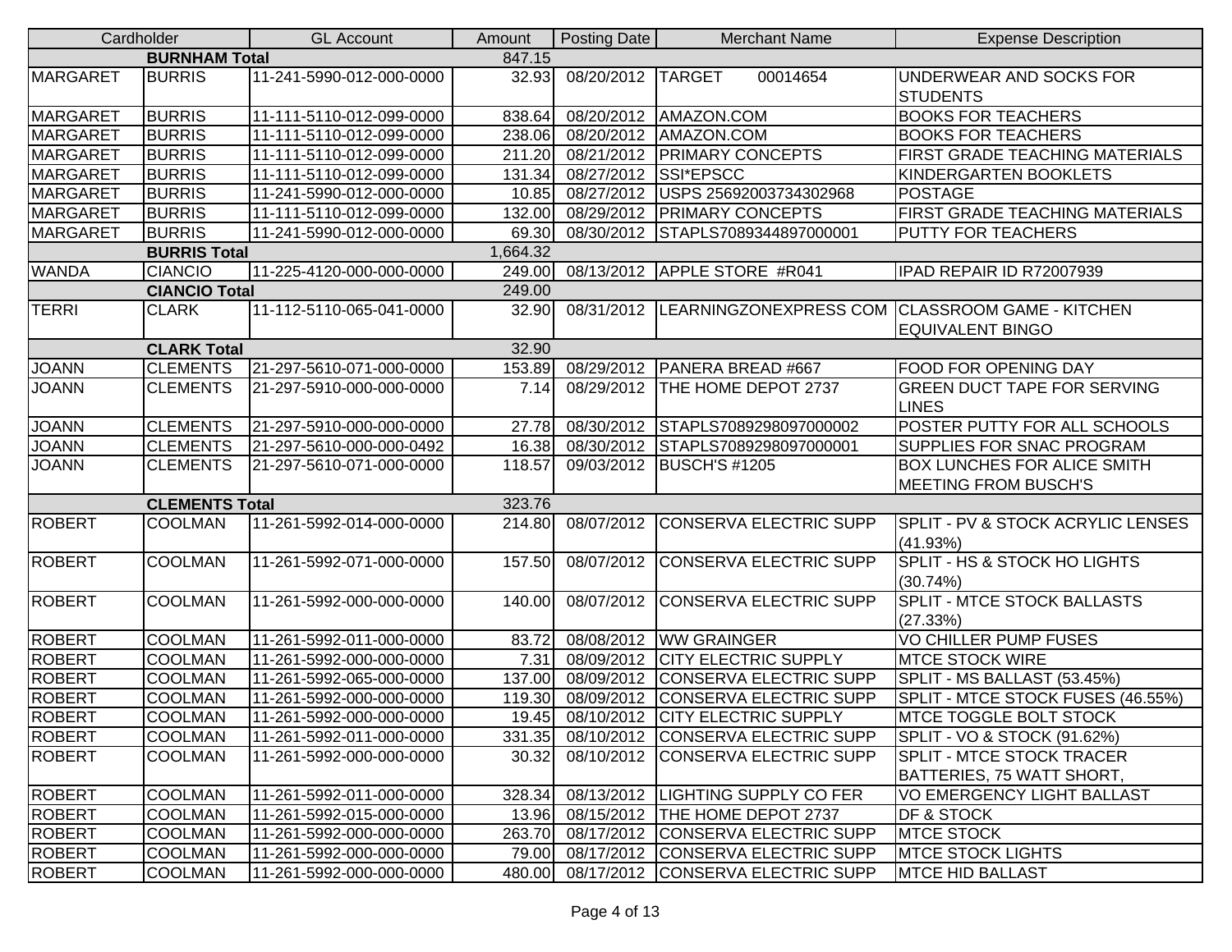| Cardholder | | GL Account | Amount | Posting Date | Merchant Name | Expense Description |
|---|---|---|---|---|---|---|
| | **BURNHAM Total** | | 847.15 | | | |
| MARGARET | BURRIS | 11-241-5990-012-000-0000 | 32.93 | 08/20/2012 | TARGET 00014654 | UNDERWEAR AND SOCKS FOR STUDENTS |
| MARGARET | BURRIS | 11-111-5110-012-099-0000 | 838.64 | 08/20/2012 | AMAZON.COM | BOOKS FOR TEACHERS |
| MARGARET | BURRIS | 11-111-5110-012-099-0000 | 238.06 | 08/20/2012 | AMAZON.COM | BOOKS FOR TEACHERS |
| MARGARET | BURRIS | 11-111-5110-012-099-0000 | 211.20 | 08/21/2012 | PRIMARY CONCEPTS | FIRST GRADE TEACHING MATERIALS |
| MARGARET | BURRIS | 11-111-5110-012-099-0000 | 131.34 | 08/27/2012 | SSI*EPSCC | KINDERGARTEN BOOKLETS |
| MARGARET | BURRIS | 11-241-5990-012-000-0000 | 10.85 | 08/27/2012 | USPS 25692003734302968 | POSTAGE |
| MARGARET | BURRIS | 11-111-5110-012-099-0000 | 132.00 | 08/29/2012 | PRIMARY CONCEPTS | FIRST GRADE TEACHING MATERIALS |
| MARGARET | BURRIS | 11-241-5990-012-000-0000 | 69.30 | 08/30/2012 | STAPLS7089344897000001 | PUTTY FOR TEACHERS |
| | **BURRIS Total** | | 1,664.32 | | | |
| WANDA | CIANCIO | 11-225-4120-000-000-0000 | 249.00 | 08/13/2012 | APPLE STORE #R041 | IPAD REPAIR ID R72007939 |
| | **CIANCIO Total** | | 249.00 | | | |
| TERRI | CLARK | 11-112-5110-065-041-0000 | 32.90 | 08/31/2012 | LEARNINGZONEXPRESS COM | CLASSROOM GAME - KITCHEN EQUIVALENT BINGO |
| | **CLARK Total** | | 32.90 | | | |
| JOANN | CLEMENTS | 21-297-5610-071-000-0000 | 153.89 | 08/29/2012 | PANERA BREAD #667 | FOOD FOR OPENING DAY |
| JOANN | CLEMENTS | 21-297-5910-000-000-0000 | 7.14 | 08/29/2012 | THE HOME DEPOT 2737 | GREEN DUCT TAPE FOR SERVING LINES |
| JOANN | CLEMENTS | 21-297-5910-000-000-0000 | 27.78 | 08/30/2012 | STAPLS7089298097000002 | POSTER PUTTY FOR ALL SCHOOLS |
| JOANN | CLEMENTS | 21-297-5610-000-000-0492 | 16.38 | 08/30/2012 | STAPLS7089298097000001 | SUPPLIES FOR SNAC PROGRAM |
| JOANN | CLEMENTS | 21-297-5610-071-000-0000 | 118.57 | 09/03/2012 | BUSCH'S #1205 | BOX LUNCHES FOR ALICE SMITH MEETING FROM BUSCH'S |
| | **CLEMENTS Total** | | 323.76 | | | |
| ROBERT | COOLMAN | 11-261-5992-014-000-0000 | 214.80 | 08/07/2012 | CONSERVA ELECTRIC SUPP | SPLIT - PV & STOCK ACRYLIC LENSES (41.93%) |
| ROBERT | COOLMAN | 11-261-5992-071-000-0000 | 157.50 | 08/07/2012 | CONSERVA ELECTRIC SUPP | SPLIT - HS & STOCK HO LIGHTS (30.74%) |
| ROBERT | COOLMAN | 11-261-5992-000-000-0000 | 140.00 | 08/07/2012 | CONSERVA ELECTRIC SUPP | SPLIT - MTCE STOCK BALLASTS (27.33%) |
| ROBERT | COOLMAN | 11-261-5992-011-000-0000 | 83.72 | 08/08/2012 | WW GRAINGER | VO CHILLER PUMP FUSES |
| ROBERT | COOLMAN | 11-261-5992-000-000-0000 | 7.31 | 08/09/2012 | CITY ELECTRIC SUPPLY | MTCE STOCK WIRE |
| ROBERT | COOLMAN | 11-261-5992-065-000-0000 | 137.00 | 08/09/2012 | CONSERVA ELECTRIC SUPP | SPLIT - MS BALLAST (53.45%) |
| ROBERT | COOLMAN | 11-261-5992-000-000-0000 | 119.30 | 08/09/2012 | CONSERVA ELECTRIC SUPP | SPLIT - MTCE STOCK FUSES (46.55%) |
| ROBERT | COOLMAN | 11-261-5992-000-000-0000 | 19.45 | 08/10/2012 | CITY ELECTRIC SUPPLY | MTCE TOGGLE BOLT STOCK |
| ROBERT | COOLMAN | 11-261-5992-011-000-0000 | 331.35 | 08/10/2012 | CONSERVA ELECTRIC SUPP | SPLIT - VO & STOCK (91.62%) |
| ROBERT | COOLMAN | 11-261-5992-000-000-0000 | 30.32 | 08/10/2012 | CONSERVA ELECTRIC SUPP | SPLIT - MTCE STOCK TRACER BATTERIES, 75 WATT SHORT, |
| ROBERT | COOLMAN | 11-261-5992-011-000-0000 | 328.34 | 08/13/2012 | LIGHTING SUPPLY CO FER | VO EMERGENCY LIGHT BALLAST |
| ROBERT | COOLMAN | 11-261-5992-015-000-0000 | 13.96 | 08/15/2012 | THE HOME DEPOT 2737 | DF & STOCK |
| ROBERT | COOLMAN | 11-261-5992-000-000-0000 | 263.70 | 08/17/2012 | CONSERVA ELECTRIC SUPP | MTCE STOCK |
| ROBERT | COOLMAN | 11-261-5992-000-000-0000 | 79.00 | 08/17/2012 | CONSERVA ELECTRIC SUPP | MTCE STOCK LIGHTS |
| ROBERT | COOLMAN | 11-261-5992-000-000-0000 | 480.00 | 08/17/2012 | CONSERVA ELECTRIC SUPP | MTCE HID BALLAST |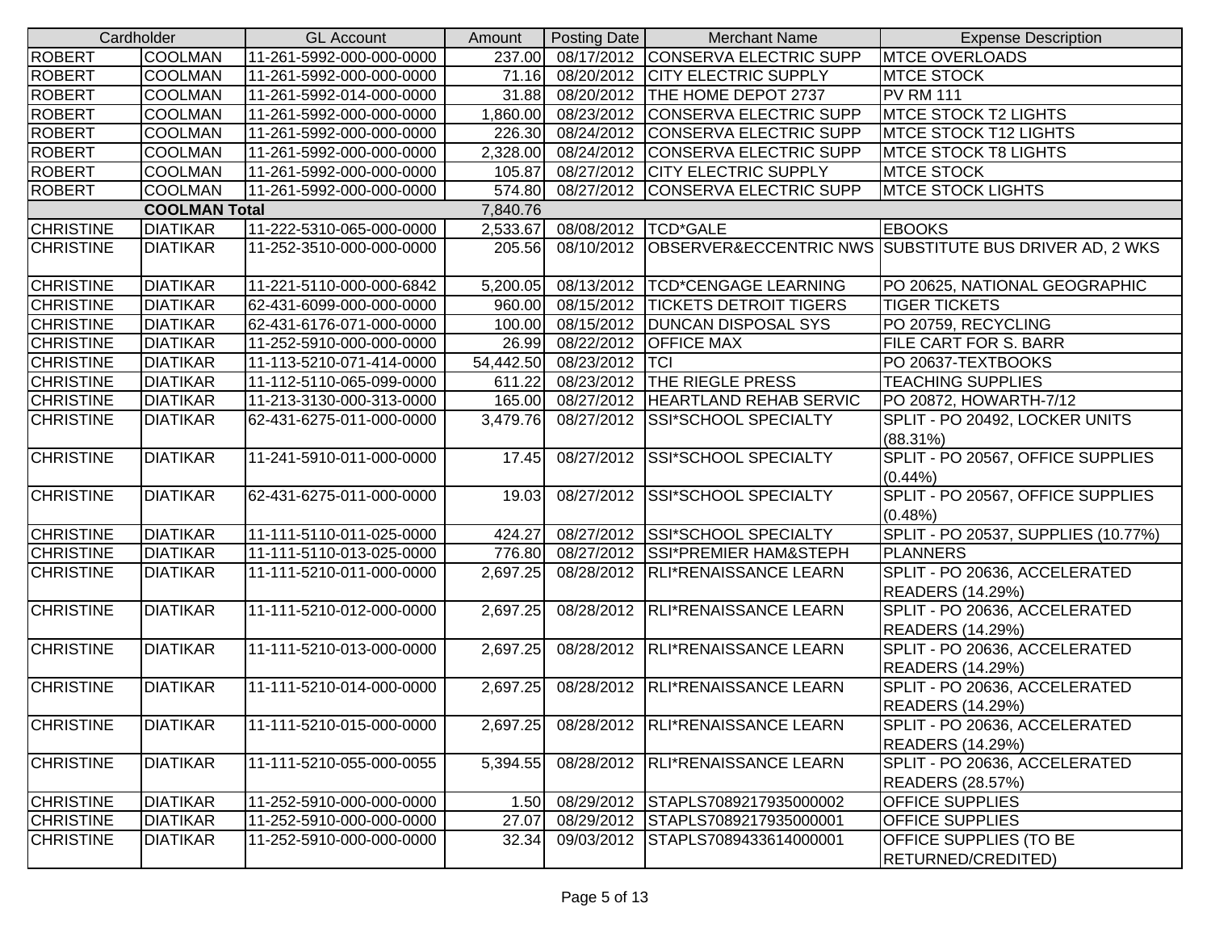| Cardholder | | GL Account | Amount | Posting Date | Merchant Name | Expense Description |
|---|---|---|---|---|---|---|
| ROBERT | COOLMAN | 11-261-5992-000-000-0000 | 237.00 | 08/17/2012 | CONSERVA ELECTRIC SUPP | MTCE OVERLOADS |
| ROBERT | COOLMAN | 11-261-5992-000-000-0000 | 71.16 | 08/20/2012 | CITY ELECTRIC SUPPLY | MTCE STOCK |
| ROBERT | COOLMAN | 11-261-5992-014-000-0000 | 31.88 | 08/20/2012 | THE HOME DEPOT 2737 | PV RM 111 |
| ROBERT | COOLMAN | 11-261-5992-000-000-0000 | 1,860.00 | 08/23/2012 | CONSERVA ELECTRIC SUPP | MTCE STOCK T2 LIGHTS |
| ROBERT | COOLMAN | 11-261-5992-000-000-0000 | 226.30 | 08/24/2012 | CONSERVA ELECTRIC SUPP | MTCE STOCK T12 LIGHTS |
| ROBERT | COOLMAN | 11-261-5992-000-000-0000 | 2,328.00 | 08/24/2012 | CONSERVA ELECTRIC SUPP | MTCE STOCK T8 LIGHTS |
| ROBERT | COOLMAN | 11-261-5992-000-000-0000 | 105.87 | 08/27/2012 | CITY ELECTRIC SUPPLY | MTCE STOCK |
| ROBERT | COOLMAN | 11-261-5992-000-000-0000 | 574.80 | 08/27/2012 | CONSERVA ELECTRIC SUPP | MTCE STOCK LIGHTS |
| | **COOLMAN Total** | | 7,840.76 | | | |
| CHRISTINE | DIATIKAR | 11-222-5310-065-000-0000 | 2,533.67 | 08/08/2012 | TCD*GALE | EBOOKS |
| CHRISTINE | DIATIKAR | 11-252-3510-000-000-0000 | 205.56 | 08/10/2012 | OBSERVER&ECCENTRIC NWS | SUBSTITUTE BUS DRIVER AD, 2 WKS |
| CHRISTINE | DIATIKAR | 11-221-5110-000-000-6842 | 5,200.05 | 08/13/2012 | TCD*CENGAGE LEARNING | PO 20625, NATIONAL GEOGRAPHIC |
| CHRISTINE | DIATIKAR | 62-431-6099-000-000-0000 | 960.00 | 08/15/2012 | TICKETS DETROIT TIGERS | TIGER TICKETS |
| CHRISTINE | DIATIKAR | 62-431-6176-071-000-0000 | 100.00 | 08/15/2012 | DUNCAN DISPOSAL SYS | PO 20759, RECYCLING |
| CHRISTINE | DIATIKAR | 11-252-5910-000-000-0000 | 26.99 | 08/22/2012 | OFFICE MAX | FILE CART FOR S. BARR |
| CHRISTINE | DIATIKAR | 11-113-5210-071-414-0000 | 54,442.50 | 08/23/2012 | TCI | PO 20637-TEXTBOOKS |
| CHRISTINE | DIATIKAR | 11-112-5110-065-099-0000 | 611.22 | 08/23/2012 | THE RIEGLE PRESS | TEACHING SUPPLIES |
| CHRISTINE | DIATIKAR | 11-213-3130-000-313-0000 | 165.00 | 08/27/2012 | HEARTLAND REHAB SERVIC | PO 20872, HOWARTH-7/12 |
| CHRISTINE | DIATIKAR | 62-431-6275-011-000-0000 | 3,479.76 | 08/27/2012 | SSI*SCHOOL SPECIALTY | SPLIT - PO 20492, LOCKER UNITS (88.31%) |
| CHRISTINE | DIATIKAR | 11-241-5910-011-000-0000 | 17.45 | 08/27/2012 | SSI*SCHOOL SPECIALTY | SPLIT - PO 20567, OFFICE SUPPLIES (0.44%) |
| CHRISTINE | DIATIKAR | 62-431-6275-011-000-0000 | 19.03 | 08/27/2012 | SSI*SCHOOL SPECIALTY | SPLIT - PO 20567, OFFICE SUPPLIES (0.48%) |
| CHRISTINE | DIATIKAR | 11-111-5110-011-025-0000 | 424.27 | 08/27/2012 | SSI*SCHOOL SPECIALTY | SPLIT - PO 20537, SUPPLIES (10.77%) |
| CHRISTINE | DIATIKAR | 11-111-5110-013-025-0000 | 776.80 | 08/27/2012 | SSI*PREMIER HAM&STEPH | PLANNERS |
| CHRISTINE | DIATIKAR | 11-111-5210-011-000-0000 | 2,697.25 | 08/28/2012 | RLI*RENAISSANCE LEARN | SPLIT - PO 20636, ACCELERATED READERS (14.29%) |
| CHRISTINE | DIATIKAR | 11-111-5210-012-000-0000 | 2,697.25 | 08/28/2012 | RLI*RENAISSANCE LEARN | SPLIT - PO 20636, ACCELERATED READERS (14.29%) |
| CHRISTINE | DIATIKAR | 11-111-5210-013-000-0000 | 2,697.25 | 08/28/2012 | RLI*RENAISSANCE LEARN | SPLIT - PO 20636, ACCELERATED READERS (14.29%) |
| CHRISTINE | DIATIKAR | 11-111-5210-014-000-0000 | 2,697.25 | 08/28/2012 | RLI*RENAISSANCE LEARN | SPLIT - PO 20636, ACCELERATED READERS (14.29%) |
| CHRISTINE | DIATIKAR | 11-111-5210-015-000-0000 | 2,697.25 | 08/28/2012 | RLI*RENAISSANCE LEARN | SPLIT - PO 20636, ACCELERATED READERS (14.29%) |
| CHRISTINE | DIATIKAR | 11-111-5210-055-000-0055 | 5,394.55 | 08/28/2012 | RLI*RENAISSANCE LEARN | SPLIT - PO 20636, ACCELERATED READERS (28.57%) |
| CHRISTINE | DIATIKAR | 11-252-5910-000-000-0000 | 1.50 | 08/29/2012 | STAPLS7089217935000002 | OFFICE SUPPLIES |
| CHRISTINE | DIATIKAR | 11-252-5910-000-000-0000 | 27.07 | 08/29/2012 | STAPLS7089217935000001 | OFFICE SUPPLIES |
| CHRISTINE | DIATIKAR | 11-252-5910-000-000-0000 | 32.34 | 09/03/2012 | STAPLS7089433614000001 | OFFICE SUPPLIES (TO BE RETURNED/CREDITED) |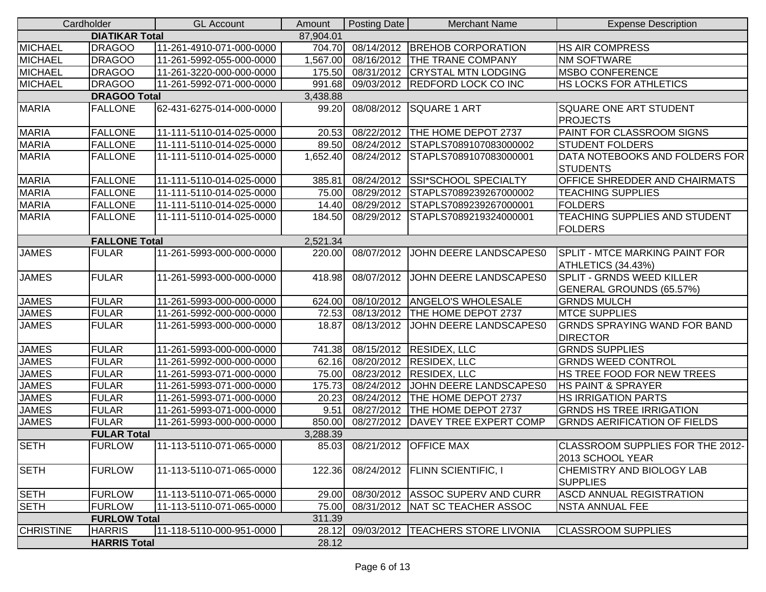| Cardholder | | GL Account | Amount | Posting Date | Merchant Name | Expense Description |
|---|---|---|---|---|---|---|
| | **DIATIKAR Total** | | 87,904.01 | | | |
| MICHAEL | DRAGOO | 11-261-4910-071-000-0000 | 704.70 | 08/14/2012 | BREHOB CORPORATION | HS AIR COMPRESS |
| MICHAEL | DRAGOO | 11-261-5992-055-000-0000 | 1,567.00 | 08/16/2012 | THE TRANE COMPANY | NM SOFTWARE |
| MICHAEL | DRAGOO | 11-261-3220-000-000-0000 | 175.50 | 08/31/2012 | CRYSTAL MTN LODGING | MSBO CONFERENCE |
| MICHAEL | DRAGOO | 11-261-5992-071-000-0000 | 991.68 | 09/03/2012 | REDFORD LOCK CO INC | HS LOCKS FOR ATHLETICS |
| | **DRAGOO Total** | | 3,438.88 | | | |
| MARIA | FALLONE | 62-431-6275-014-000-0000 | 99.20 | 08/08/2012 | SQUARE 1 ART | SQUARE ONE ART STUDENT PROJECTS |
| MARIA | FALLONE | 11-111-5110-014-025-0000 | 20.53 | 08/22/2012 | THE HOME DEPOT 2737 | PAINT FOR CLASSROOM SIGNS |
| MARIA | FALLONE | 11-111-5110-014-025-0000 | 89.50 | 08/24/2012 | STAPLS7089107083000002 | STUDENT FOLDERS |
| MARIA | FALLONE | 11-111-5110-014-025-0000 | 1,652.40 | 08/24/2012 | STAPLS7089107083000001 | DATA NOTEBOOKS AND FOLDERS FOR STUDENTS |
| MARIA | FALLONE | 11-111-5110-014-025-0000 | 385.81 | 08/24/2012 | SSI*SCHOOL SPECIALTY | OFFICE SHREDDER AND CHAIRMATS |
| MARIA | FALLONE | 11-111-5110-014-025-0000 | 75.00 | 08/29/2012 | STAPLS7089239267000002 | TEACHING SUPPLIES |
| MARIA | FALLONE | 11-111-5110-014-025-0000 | 14.40 | 08/29/2012 | STAPLS7089239267000001 | FOLDERS |
| MARIA | FALLONE | 11-111-5110-014-025-0000 | 184.50 | 08/29/2012 | STAPLS7089219324000001 | TEACHING SUPPLIES AND STUDENT FOLDERS |
| | **FALLONE Total** | | 2,521.34 | | | |
| JAMES | FULAR | 11-261-5993-000-000-0000 | 220.00 | 08/07/2012 | JOHN DEERE LANDSCAPES0 | SPLIT - MTCE MARKING PAINT FOR ATHLETICS (34.43%) |
| JAMES | FULAR | 11-261-5993-000-000-0000 | 418.98 | 08/07/2012 | JOHN DEERE LANDSCAPES0 | SPLIT - GRNDS WEED KILLER GENERAL GROUNDS (65.57%) |
| JAMES | FULAR | 11-261-5993-000-000-0000 | 624.00 | 08/10/2012 | ANGELO'S WHOLESALE | GRNDS MULCH |
| JAMES | FULAR | 11-261-5992-000-000-0000 | 72.53 | 08/13/2012 | THE HOME DEPOT 2737 | MTCE SUPPLIES |
| JAMES | FULAR | 11-261-5993-000-000-0000 | 18.87 | 08/13/2012 | JOHN DEERE LANDSCAPES0 | GRNDS SPRAYING WAND FOR BAND DIRECTOR |
| JAMES | FULAR | 11-261-5993-000-000-0000 | 741.38 | 08/15/2012 | RESIDEX, LLC | GRNDS SUPPLIES |
| JAMES | FULAR | 11-261-5992-000-000-0000 | 62.16 | 08/20/2012 | RESIDEX, LLC | GRNDS WEED CONTROL |
| JAMES | FULAR | 11-261-5993-071-000-0000 | 75.00 | 08/23/2012 | RESIDEX, LLC | HS TREE FOOD FOR NEW TREES |
| JAMES | FULAR | 11-261-5993-071-000-0000 | 175.73 | 08/24/2012 | JOHN DEERE LANDSCAPES0 | HS PAINT & SPRAYER |
| JAMES | FULAR | 11-261-5993-071-000-0000 | 20.23 | 08/24/2012 | THE HOME DEPOT 2737 | HS IRRIGATION PARTS |
| JAMES | FULAR | 11-261-5993-071-000-0000 | 9.51 | 08/27/2012 | THE HOME DEPOT 2737 | GRNDS HS TREE IRRIGATION |
| JAMES | FULAR | 11-261-5993-000-000-0000 | 850.00 | 08/27/2012 | DAVEY TREE EXPERT COMP | GRNDS AERIFICATION OF FIELDS |
| | **FULAR Total** | | 3,288.39 | | | |
| SETH | FURLOW | 11-113-5110-071-065-0000 | 85.03 | 08/21/2012 | OFFICE MAX | CLASSROOM SUPPLIES FOR THE 2012-2013 SCHOOL YEAR |
| SETH | FURLOW | 11-113-5110-071-065-0000 | 122.36 | 08/24/2012 | FLINN SCIENTIFIC, I | CHEMISTRY AND BIOLOGY LAB SUPPLIES |
| SETH | FURLOW | 11-113-5110-071-065-0000 | 29.00 | 08/30/2012 | ASSOC SUPERV AND CURR | ASCD ANNUAL REGISTRATION |
| SETH | FURLOW | 11-113-5110-071-065-0000 | 75.00 | 08/31/2012 | NAT SC TEACHER ASSOC | NSTA ANNUAL FEE |
| | **FURLOW Total** | | 311.39 | | | |
| CHRISTINE | HARRIS | 11-118-5110-000-951-0000 | 28.12 | 09/03/2012 | TEACHERS STORE LIVONIA | CLASSROOM SUPPLIES |
| | **HARRIS Total** | | 28.12 | | | |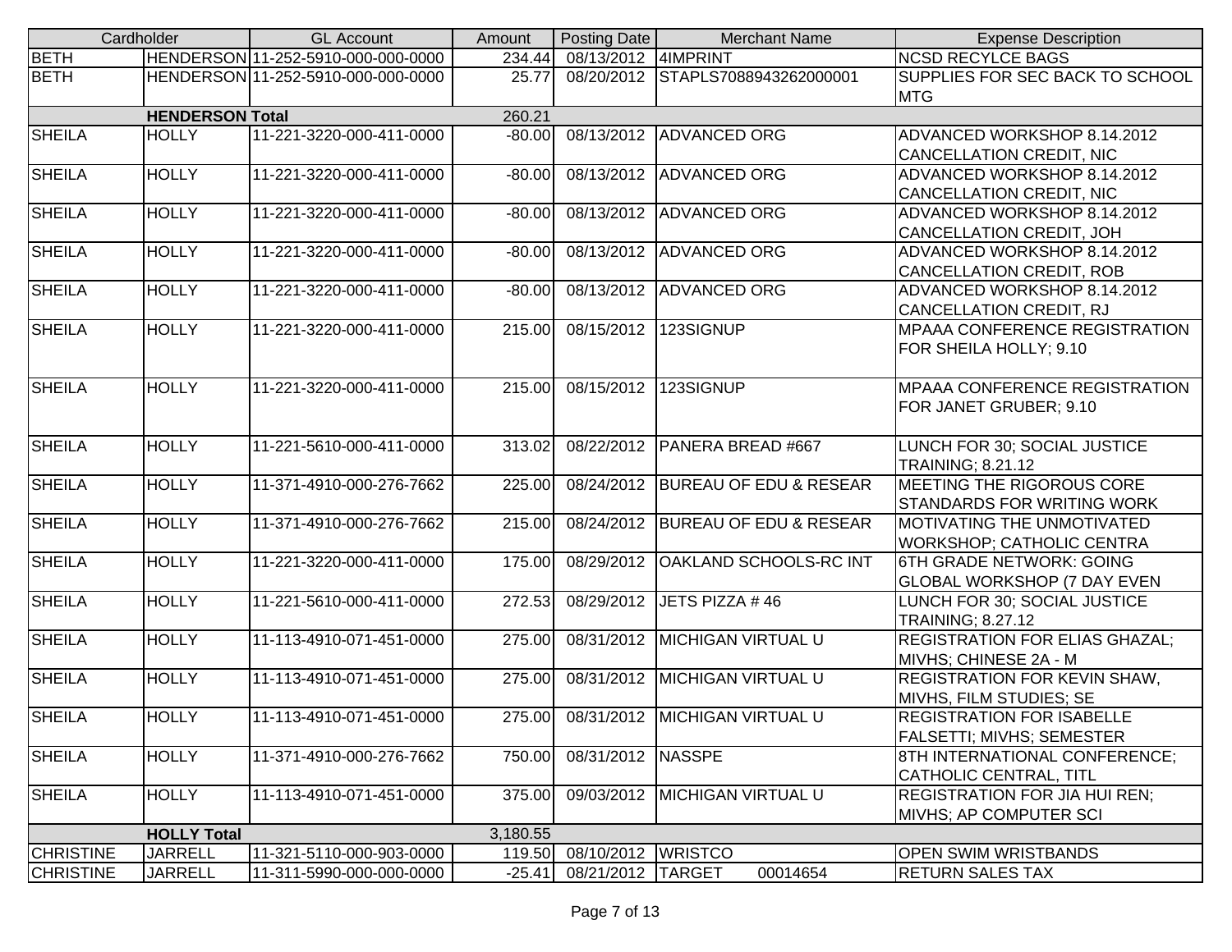| Cardholder | | GL Account | Amount | Posting Date | Merchant Name | Expense Description |
|---|---|---|---|---|---|---|
| BETH | HENDERSON | 11-252-5910-000-000-0000 | 234.44 | 08/13/2012 | 4IMPRINT | NCSD RECYLCE BAGS |
| BETH | HENDERSON | 11-252-5910-000-000-0000 | 25.77 | 08/20/2012 | STAPLS7088943262000001 | SUPPLIES FOR SEC BACK TO SCHOOL MTG |
| | **HENDERSON Total** | | 260.21 | | | |
| SHEILA | HOLLY | 11-221-3220-000-411-0000 | -80.00 | 08/13/2012 | ADVANCED ORG | ADVANCED WORKSHOP 8.14.2012 CANCELLATION CREDIT, NIC |
| SHEILA | HOLLY | 11-221-3220-000-411-0000 | -80.00 | 08/13/2012 | ADVANCED ORG | ADVANCED WORKSHOP 8.14.2012 CANCELLATION CREDIT, NIC |
| SHEILA | HOLLY | 11-221-3220-000-411-0000 | -80.00 | 08/13/2012 | ADVANCED ORG | ADVANCED WORKSHOP 8.14.2012 CANCELLATION CREDIT, JOH |
| SHEILA | HOLLY | 11-221-3220-000-411-0000 | -80.00 | 08/13/2012 | ADVANCED ORG | ADVANCED WORKSHOP 8.14.2012 CANCELLATION CREDIT, ROB |
| SHEILA | HOLLY | 11-221-3220-000-411-0000 | -80.00 | 08/13/2012 | ADVANCED ORG | ADVANCED WORKSHOP 8.14.2012 CANCELLATION CREDIT, RJ |
| SHEILA | HOLLY | 11-221-3220-000-411-0000 | 215.00 | 08/15/2012 | 123SIGNUP | MPAAA CONFERENCE REGISTRATION FOR SHEILA HOLLY; 9.10 |
| SHEILA | HOLLY | 11-221-3220-000-411-0000 | 215.00 | 08/15/2012 | 123SIGNUP | MPAAA CONFERENCE REGISTRATION FOR JANET GRUBER; 9.10 |
| SHEILA | HOLLY | 11-221-5610-000-411-0000 | 313.02 | 08/22/2012 | PANERA BREAD #667 | LUNCH FOR 30; SOCIAL JUSTICE TRAINING; 8.21.12 |
| SHEILA | HOLLY | 11-371-4910-000-276-7662 | 225.00 | 08/24/2012 | BUREAU OF EDU & RESEAR | MEETING THE RIGOROUS CORE STANDARDS FOR WRITING WORK |
| SHEILA | HOLLY | 11-371-4910-000-276-7662 | 215.00 | 08/24/2012 | BUREAU OF EDU & RESEAR | MOTIVATING THE UNMOTIVATED WORKSHOP; CATHOLIC CENTRA |
| SHEILA | HOLLY | 11-221-3220-000-411-0000 | 175.00 | 08/29/2012 | OAKLAND SCHOOLS-RC INT | 6TH GRADE NETWORK: GOING GLOBAL WORKSHOP (7 DAY EVEN |
| SHEILA | HOLLY | 11-221-5610-000-411-0000 | 272.53 | 08/29/2012 | JETS PIZZA # 46 | LUNCH FOR 30; SOCIAL JUSTICE TRAINING; 8.27.12 |
| SHEILA | HOLLY | 11-113-4910-071-451-0000 | 275.00 | 08/31/2012 | MICHIGAN VIRTUAL U | REGISTRATION FOR ELIAS GHAZAL; MIVHS; CHINESE 2A - M |
| SHEILA | HOLLY | 11-113-4910-071-451-0000 | 275.00 | 08/31/2012 | MICHIGAN VIRTUAL U | REGISTRATION FOR KEVIN SHAW, MIVHS, FILM STUDIES; SE |
| SHEILA | HOLLY | 11-113-4910-071-451-0000 | 275.00 | 08/31/2012 | MICHIGAN VIRTUAL U | REGISTRATION FOR ISABELLE FALSETTI; MIVHS; SEMESTER |
| SHEILA | HOLLY | 11-371-4910-000-276-7662 | 750.00 | 08/31/2012 | NASSPE | 8TH INTERNATIONAL CONFERENCE; CATHOLIC CENTRAL, TITL |
| SHEILA | HOLLY | 11-113-4910-071-451-0000 | 375.00 | 09/03/2012 | MICHIGAN VIRTUAL U | REGISTRATION FOR JIA HUI REN; MIVHS; AP COMPUTER SCI |
| | **HOLLY Total** | | 3,180.55 | | | |
| CHRISTINE | JARRELL | 11-321-5110-000-903-0000 | 119.50 | 08/10/2012 | WRISTCO | OPEN SWIM WRISTBANDS |
| CHRISTINE | JARRELL | 11-311-5990-000-000-0000 | -25.41 | 08/21/2012 | TARGET 00014654 | RETURN SALES TAX |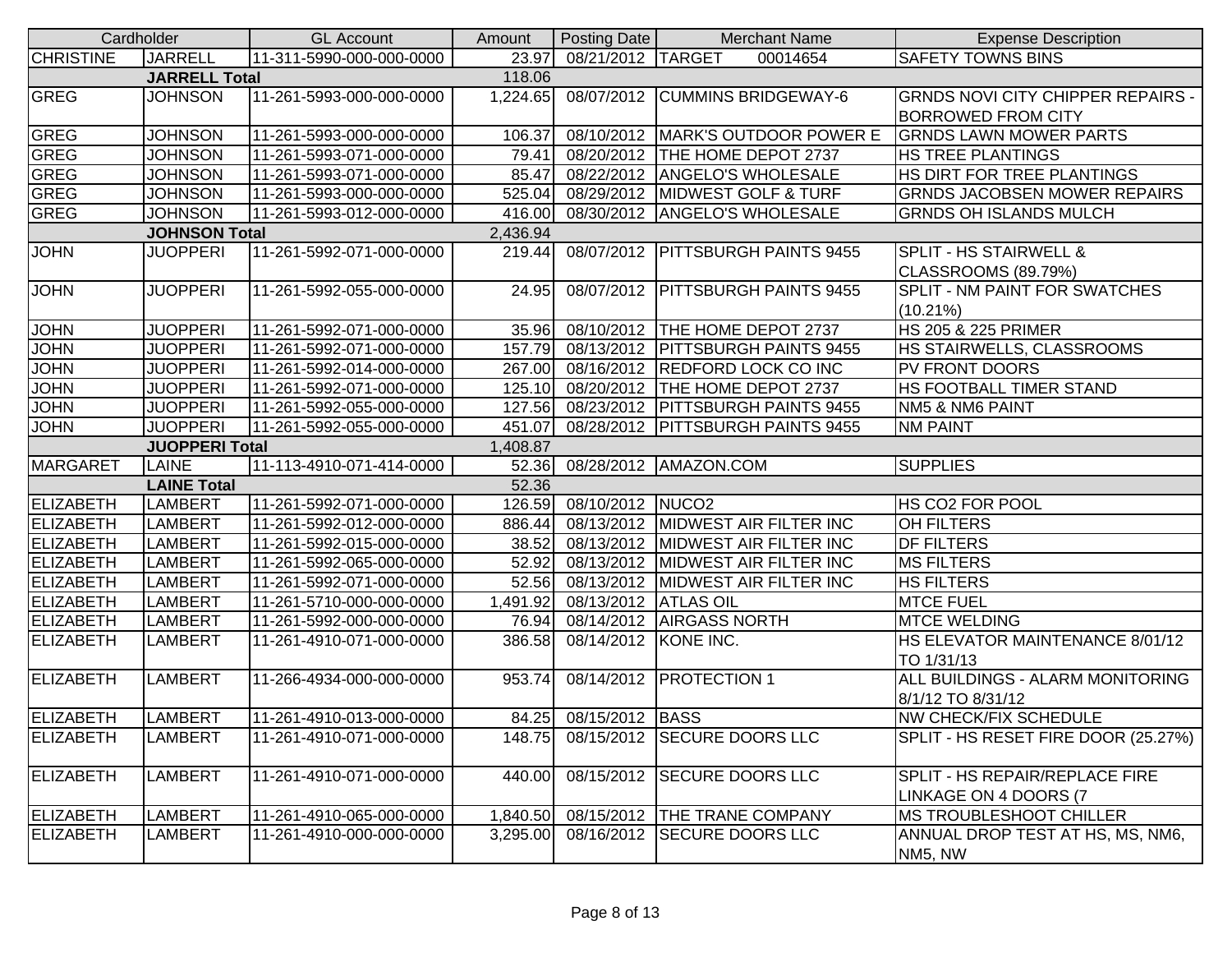| Cardholder | | GL Account | Amount | Posting Date | Merchant Name | Expense Description |
|---|---|---|---|---|---|---|
| CHRISTINE | JARRELL | 11-311-5990-000-000-0000 | 23.97 | 08/21/2012 | TARGET 00014654 | SAFETY TOWNS BINS |
| | **JARRELL Total** | | 118.06 | | | |
| GREG | JOHNSON | 11-261-5993-000-000-0000 | 1,224.65 | 08/07/2012 | CUMMINS BRIDGEWAY-6 | GRNDS NOVI CITY CHIPPER REPAIRS - BORROWED FROM CITY |
| GREG | JOHNSON | 11-261-5993-000-000-0000 | 106.37 | 08/10/2012 | MARK'S OUTDOOR POWER E | GRNDS LAWN MOWER PARTS |
| GREG | JOHNSON | 11-261-5993-071-000-0000 | 79.41 | 08/20/2012 | THE HOME DEPOT 2737 | HS TREE PLANTINGS |
| GREG | JOHNSON | 11-261-5993-071-000-0000 | 85.47 | 08/22/2012 | ANGELO'S WHOLESALE | HS DIRT FOR TREE PLANTINGS |
| GREG | JOHNSON | 11-261-5993-000-000-0000 | 525.04 | 08/29/2012 | MIDWEST GOLF & TURF | GRNDS JACOBSEN MOWER REPAIRS |
| GREG | JOHNSON | 11-261-5993-012-000-0000 | 416.00 | 08/30/2012 | ANGELO'S WHOLESALE | GRNDS OH ISLANDS MULCH |
| | **JOHNSON Total** | | 2,436.94 | | | |
| JOHN | JUOPPERI | 11-261-5992-071-000-0000 | 219.44 | 08/07/2012 | PITTSBURGH PAINTS 9455 | SPLIT - HS STAIRWELL & CLASSROOMS (89.79%) |
| JOHN | JUOPPERI | 11-261-5992-055-000-0000 | 24.95 | 08/07/2012 | PITTSBURGH PAINTS 9455 | SPLIT - NM PAINT FOR SWATCHES (10.21%) |
| JOHN | JUOPPERI | 11-261-5992-071-000-0000 | 35.96 | 08/10/2012 | THE HOME DEPOT 2737 | HS 205 & 225 PRIMER |
| JOHN | JUOPPERI | 11-261-5992-071-000-0000 | 157.79 | 08/13/2012 | PITTSBURGH PAINTS 9455 | HS STAIRWELLS, CLASSROOMS |
| JOHN | JUOPPERI | 11-261-5992-014-000-0000 | 267.00 | 08/16/2012 | REDFORD LOCK CO INC | PV FRONT DOORS |
| JOHN | JUOPPERI | 11-261-5992-071-000-0000 | 125.10 | 08/20/2012 | THE HOME DEPOT 2737 | HS FOOTBALL TIMER STAND |
| JOHN | JUOPPERI | 11-261-5992-055-000-0000 | 127.56 | 08/23/2012 | PITTSBURGH PAINTS 9455 | NM5 & NM6 PAINT |
| JOHN | JUOPPERI | 11-261-5992-055-000-0000 | 451.07 | 08/28/2012 | PITTSBURGH PAINTS 9455 | NM PAINT |
| | **JUOPPERI Total** | | 1,408.87 | | | |
| MARGARET | LAINE | 11-113-4910-071-414-0000 | 52.36 | 08/28/2012 | AMAZON.COM | SUPPLIES |
| | **LAINE Total** | | 52.36 | | | |
| ELIZABETH | LAMBERT | 11-261-5992-071-000-0000 | 126.59 | 08/10/2012 | NUCO2 | HS CO2 FOR POOL |
| ELIZABETH | LAMBERT | 11-261-5992-012-000-0000 | 886.44 | 08/13/2012 | MIDWEST AIR FILTER INC | OH FILTERS |
| ELIZABETH | LAMBERT | 11-261-5992-015-000-0000 | 38.52 | 08/13/2012 | MIDWEST AIR FILTER INC | DF FILTERS |
| ELIZABETH | LAMBERT | 11-261-5992-065-000-0000 | 52.92 | 08/13/2012 | MIDWEST AIR FILTER INC | MS FILTERS |
| ELIZABETH | LAMBERT | 11-261-5992-071-000-0000 | 52.56 | 08/13/2012 | MIDWEST AIR FILTER INC | HS FILTERS |
| ELIZABETH | LAMBERT | 11-261-5710-000-000-0000 | 1,491.92 | 08/13/2012 | ATLAS OIL | MTCE FUEL |
| ELIZABETH | LAMBERT | 11-261-5992-000-000-0000 | 76.94 | 08/14/2012 | AIRGASS NORTH | MTCE WELDING |
| ELIZABETH | LAMBERT | 11-261-4910-071-000-0000 | 386.58 | 08/14/2012 | KONE INC. | HS ELEVATOR MAINTENANCE 8/01/12 TO 1/31/13 |
| ELIZABETH | LAMBERT | 11-266-4934-000-000-0000 | 953.74 | 08/14/2012 | PROTECTION 1 | ALL BUILDINGS - ALARM MONITORING 8/1/12 TO 8/31/12 |
| ELIZABETH | LAMBERT | 11-261-4910-013-000-0000 | 84.25 | 08/15/2012 | BASS | NW CHECK/FIX SCHEDULE |
| ELIZABETH | LAMBERT | 11-261-4910-071-000-0000 | 148.75 | 08/15/2012 | SECURE DOORS LLC | SPLIT - HS RESET FIRE DOOR (25.27%) |
| ELIZABETH | LAMBERT | 11-261-4910-071-000-0000 | 440.00 | 08/15/2012 | SECURE DOORS LLC | SPLIT - HS REPAIR/REPLACE FIRE LINKAGE ON 4 DOORS (7 |
| ELIZABETH | LAMBERT | 11-261-4910-065-000-0000 | 1,840.50 | 08/15/2012 | THE TRANE COMPANY | MS TROUBLESHOOT CHILLER |
| ELIZABETH | LAMBERT | 11-261-4910-000-000-0000 | 3,295.00 | 08/16/2012 | SECURE DOORS LLC | ANNUAL DROP TEST AT HS, MS, NM6, NM5, NW |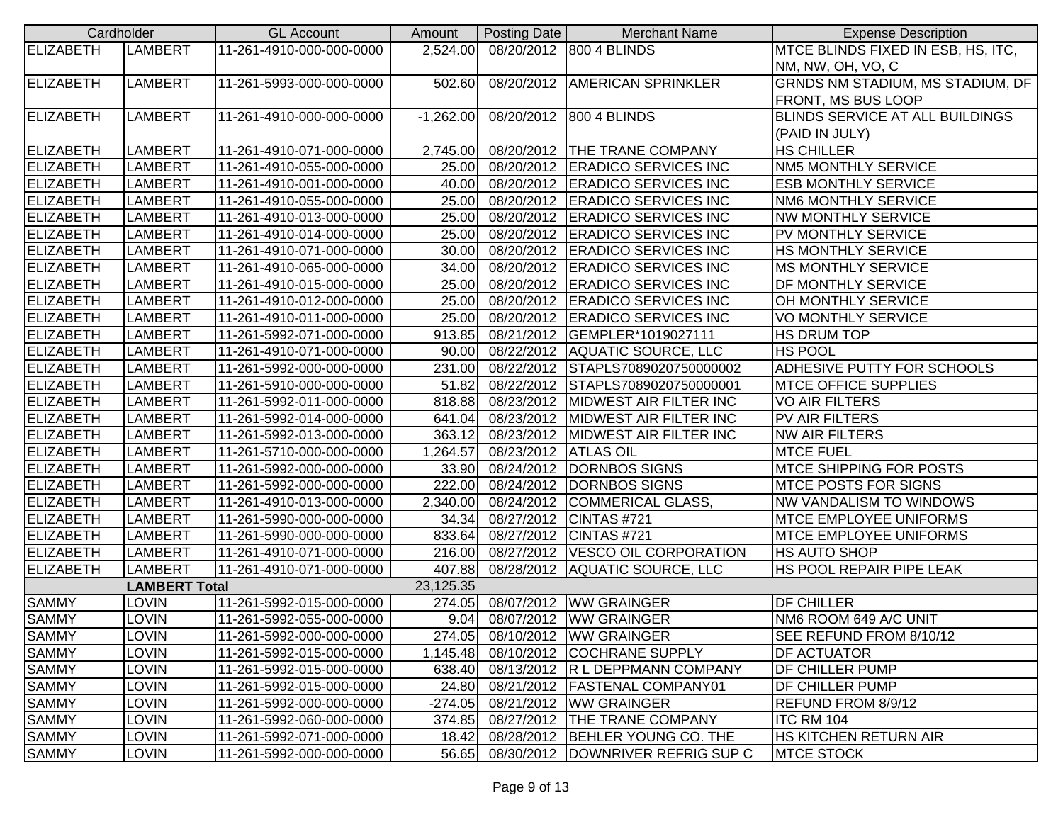| Cardholder | | GL Account | Amount | Posting Date | Merchant Name | Expense Description |
|---|---|---|---|---|---|---|
| ELIZABETH | LAMBERT | 11-261-4910-000-000-0000 | 2,524.00 | 08/20/2012 | 800 4 BLINDS | MTCE BLINDS FIXED IN ESB, HS, ITC, NM, NW, OH, VO, C |
| ELIZABETH | LAMBERT | 11-261-5993-000-000-0000 | 502.60 | 08/20/2012 | AMERICAN SPRINKLER | GRNDS NM STADIUM, MS STADIUM, DF FRONT, MS BUS LOOP |
| ELIZABETH | LAMBERT | 11-261-4910-000-000-0000 | -1,262.00 | 08/20/2012 | 800 4 BLINDS | BLINDS SERVICE AT ALL BUILDINGS (PAID IN JULY) |
| ELIZABETH | LAMBERT | 11-261-4910-071-000-0000 | 2,745.00 | 08/20/2012 | THE TRANE COMPANY | HS CHILLER |
| ELIZABETH | LAMBERT | 11-261-4910-055-000-0000 | 25.00 | 08/20/2012 | ERADICO SERVICES INC | NM5 MONTHLY SERVICE |
| ELIZABETH | LAMBERT | 11-261-4910-001-000-0000 | 40.00 | 08/20/2012 | ERADICO SERVICES INC | ESB MONTHLY SERVICE |
| ELIZABETH | LAMBERT | 11-261-4910-055-000-0000 | 25.00 | 08/20/2012 | ERADICO SERVICES INC | NM6 MONTHLY SERVICE |
| ELIZABETH | LAMBERT | 11-261-4910-013-000-0000 | 25.00 | 08/20/2012 | ERADICO SERVICES INC | NW MONTHLY SERVICE |
| ELIZABETH | LAMBERT | 11-261-4910-014-000-0000 | 25.00 | 08/20/2012 | ERADICO SERVICES INC | PV MONTHLY SERVICE |
| ELIZABETH | LAMBERT | 11-261-4910-071-000-0000 | 30.00 | 08/20/2012 | ERADICO SERVICES INC | HS MONTHLY SERVICE |
| ELIZABETH | LAMBERT | 11-261-4910-065-000-0000 | 34.00 | 08/20/2012 | ERADICO SERVICES INC | MS MONTHLY SERVICE |
| ELIZABETH | LAMBERT | 11-261-4910-015-000-0000 | 25.00 | 08/20/2012 | ERADICO SERVICES INC | DF MONTHLY SERVICE |
| ELIZABETH | LAMBERT | 11-261-4910-012-000-0000 | 25.00 | 08/20/2012 | ERADICO SERVICES INC | OH MONTHLY SERVICE |
| ELIZABETH | LAMBERT | 11-261-4910-011-000-0000 | 25.00 | 08/20/2012 | ERADICO SERVICES INC | VO MONTHLY SERVICE |
| ELIZABETH | LAMBERT | 11-261-5992-071-000-0000 | 913.85 | 08/21/2012 | GEMPLER*1019027111 | HS DRUM TOP |
| ELIZABETH | LAMBERT | 11-261-4910-071-000-0000 | 90.00 | 08/22/2012 | AQUATIC SOURCE, LLC | HS POOL |
| ELIZABETH | LAMBERT | 11-261-5992-000-000-0000 | 231.00 | 08/22/2012 | STAPLS7089020750000002 | ADHESIVE PUTTY FOR SCHOOLS |
| ELIZABETH | LAMBERT | 11-261-5910-000-000-0000 | 51.82 | 08/22/2012 | STAPLS7089020750000001 | MTCE OFFICE SUPPLIES |
| ELIZABETH | LAMBERT | 11-261-5992-011-000-0000 | 818.88 | 08/23/2012 | MIDWEST AIR FILTER INC | VO AIR FILTERS |
| ELIZABETH | LAMBERT | 11-261-5992-014-000-0000 | 641.04 | 08/23/2012 | MIDWEST AIR FILTER INC | PV AIR FILTERS |
| ELIZABETH | LAMBERT | 11-261-5992-013-000-0000 | 363.12 | 08/23/2012 | MIDWEST AIR FILTER INC | NW AIR FILTERS |
| ELIZABETH | LAMBERT | 11-261-5710-000-000-0000 | 1,264.57 | 08/23/2012 | ATLAS OIL | MTCE FUEL |
| ELIZABETH | LAMBERT | 11-261-5992-000-000-0000 | 33.90 | 08/24/2012 | DORNBOS SIGNS | MTCE SHIPPING FOR POSTS |
| ELIZABETH | LAMBERT | 11-261-5992-000-000-0000 | 222.00 | 08/24/2012 | DORNBOS SIGNS | MTCE POSTS FOR SIGNS |
| ELIZABETH | LAMBERT | 11-261-4910-013-000-0000 | 2,340.00 | 08/24/2012 | COMMERICAL GLASS, | NW VANDALISM TO WINDOWS |
| ELIZABETH | LAMBERT | 11-261-5990-000-000-0000 | 34.34 | 08/27/2012 | CINTAS #721 | MTCE EMPLOYEE UNIFORMS |
| ELIZABETH | LAMBERT | 11-261-5990-000-000-0000 | 833.64 | 08/27/2012 | CINTAS #721 | MTCE EMPLOYEE UNIFORMS |
| ELIZABETH | LAMBERT | 11-261-4910-071-000-0000 | 216.00 | 08/27/2012 | VESCO OIL CORPORATION | HS AUTO SHOP |
| ELIZABETH | LAMBERT | 11-261-4910-071-000-0000 | 407.88 | 08/28/2012 | AQUATIC SOURCE, LLC | HS POOL REPAIR PIPE LEAK |
| | **LAMBERT Total** | | 23,125.35 | | | |
| SAMMY | LOVIN | 11-261-5992-015-000-0000 | 274.05 | 08/07/2012 | WW GRAINGER | DF CHILLER |
| SAMMY | LOVIN | 11-261-5992-055-000-0000 | 9.04 | 08/07/2012 | WW GRAINGER | NM6 ROOM 649 A/C UNIT |
| SAMMY | LOVIN | 11-261-5992-000-000-0000 | 274.05 | 08/10/2012 | WW GRAINGER | SEE REFUND FROM 8/10/12 |
| SAMMY | LOVIN | 11-261-5992-015-000-0000 | 1,145.48 | 08/10/2012 | COCHRANE SUPPLY | DF ACTUATOR |
| SAMMY | LOVIN | 11-261-5992-015-000-0000 | 638.40 | 08/13/2012 | R L DEPPMANN COMPANY | DF CHILLER PUMP |
| SAMMY | LOVIN | 11-261-5992-015-000-0000 | 24.80 | 08/21/2012 | FASTENAL COMPANY01 | DF CHILLER PUMP |
| SAMMY | LOVIN | 11-261-5992-000-000-0000 | -274.05 | 08/21/2012 | WW GRAINGER | REFUND FROM 8/9/12 |
| SAMMY | LOVIN | 11-261-5992-060-000-0000 | 374.85 | 08/27/2012 | THE TRANE COMPANY | ITC RM 104 |
| SAMMY | LOVIN | 11-261-5992-071-000-0000 | 18.42 | 08/28/2012 | BEHLER YOUNG CO. THE | HS KITCHEN RETURN AIR |
| SAMMY | LOVIN | 11-261-5992-000-000-0000 | 56.65 | 08/30/2012 | DOWNRIVER REFRIG SUP C | MTCE STOCK |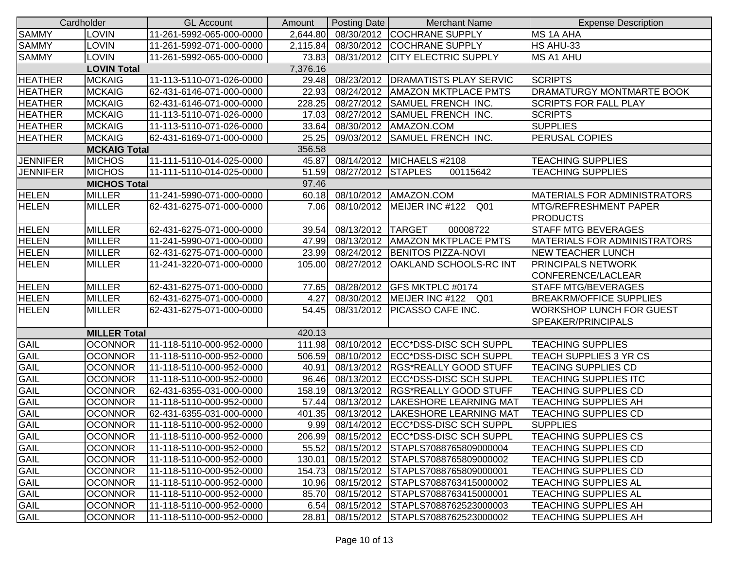| Cardholder | | GL Account | Amount | Posting Date | Merchant Name | Expense Description |
|---|---|---|---|---|---|---|
| SAMMY | LOVIN | 11-261-5992-065-000-0000 | 2,644.80 | 08/30/2012 | COCHRANE SUPPLY | MS 1A AHA |
| SAMMY | LOVIN | 11-261-5992-071-000-0000 | 2,115.84 | 08/30/2012 | COCHRANE SUPPLY | HS AHU-33 |
| SAMMY | LOVIN | 11-261-5992-065-000-0000 | 73.83 | 08/31/2012 | CITY ELECTRIC SUPPLY | MS A1 AHU |
| | **LOVIN Total** | | 7,376.16 | | | |
| HEATHER | MCKAIG | 11-113-5110-071-026-0000 | 29.48 | 08/23/2012 | DRAMATISTS PLAY SERVIC | SCRIPTS |
| HEATHER | MCKAIG | 62-431-6146-071-000-0000 | 22.93 | 08/24/2012 | AMAZON MKTPLACE PMTS | DRAMATURGY MONTMARTE BOOK |
| HEATHER | MCKAIG | 62-431-6146-071-000-0000 | 228.25 | 08/27/2012 | SAMUEL FRENCH INC. | SCRIPTS FOR FALL PLAY |
| HEATHER | MCKAIG | 11-113-5110-071-026-0000 | 17.03 | 08/27/2012 | SAMUEL FRENCH INC. | SCRIPTS |
| HEATHER | MCKAIG | 11-113-5110-071-026-0000 | 33.64 | 08/30/2012 | AMAZON.COM | SUPPLIES |
| HEATHER | MCKAIG | 62-431-6169-071-000-0000 | 25.25 | 09/03/2012 | SAMUEL FRENCH INC. | PERUSAL COPIES |
| | **MCKAIG Total** | | 356.58 | | | |
| JENNIFER | MICHOS | 11-111-5110-014-025-0000 | 45.87 | 08/14/2012 | MICHAELS #2108 | TEACHING SUPPLIES |
| JENNIFER | MICHOS | 11-111-5110-014-025-0000 | 51.59 | 08/27/2012 | STAPLES 00115642 | TEACHING SUPPLIES |
| | **MICHOS Total** | | 97.46 | | | |
| HELEN | MILLER | 11-241-5990-071-000-0000 | 60.18 | 08/10/2012 | AMAZON.COM | MATERIALS FOR ADMINISTRATORS |
| HELEN | MILLER | 62-431-6275-071-000-0000 | 7.06 | 08/10/2012 | MEIJER INC #122 Q01 | MTG/REFRESHMENT PAPER PRODUCTS |
| HELEN | MILLER | 62-431-6275-071-000-0000 | 39.54 | 08/13/2012 | TARGET 00008722 | STAFF MTG BEVERAGES |
| HELEN | MILLER | 11-241-5990-071-000-0000 | 47.99 | 08/13/2012 | AMAZON MKTPLACE PMTS | MATERIALS FOR ADMINISTRATORS |
| HELEN | MILLER | 62-431-6275-071-000-0000 | 23.99 | 08/24/2012 | BENITOS PIZZA-NOVI | NEW TEACHER LUNCH |
| HELEN | MILLER | 11-241-3220-071-000-0000 | 105.00 | 08/27/2012 | OAKLAND SCHOOLS-RC INT | PRINCIPALS NETWORK CONFERENCE/LACLEAR |
| HELEN | MILLER | 62-431-6275-071-000-0000 | 77.65 | 08/28/2012 | GFS MKTPLC #0174 | STAFF MTG/BEVERAGES |
| HELEN | MILLER | 62-431-6275-071-000-0000 | 4.27 | 08/30/2012 | MEIJER INC #122 Q01 | BREAKRM/OFFICE SUPPLIES |
| HELEN | MILLER | 62-431-6275-071-000-0000 | 54.45 | 08/31/2012 | PICASSO CAFE INC. | WORKSHOP LUNCH FOR GUEST SPEAKER/PRINCIPALS |
| | **MILLER Total** | | 420.13 | | | |
| GAIL | OCONNOR | 11-118-5110-000-952-0000 | 111.98 | 08/10/2012 | ECC*DSS-DISC SCH SUPPL | TEACHING SUPPLIES |
| GAIL | OCONNOR | 11-118-5110-000-952-0000 | 506.59 | 08/10/2012 | ECC*DSS-DISC SCH SUPPL | TEACH SUPPLIES 3 YR CS |
| GAIL | OCONNOR | 11-118-5110-000-952-0000 | 40.91 | 08/13/2012 | RGS*REALLY GOOD STUFF | TEACING SUPPLIES CD |
| GAIL | OCONNOR | 11-118-5110-000-952-0000 | 96.46 | 08/13/2012 | ECC*DSS-DISC SCH SUPPL | TEACHING SUPPLIES ITC |
| GAIL | OCONNOR | 62-431-6355-031-000-0000 | 158.19 | 08/13/2012 | RGS*REALLY GOOD STUFF | TEACHING SUPPLIES CD |
| GAIL | OCONNOR | 11-118-5110-000-952-0000 | 57.44 | 08/13/2012 | LAKESHORE LEARNING MAT | TEACHING SUPPLIES AH |
| GAIL | OCONNOR | 62-431-6355-031-000-0000 | 401.35 | 08/13/2012 | LAKESHORE LEARNING MAT | TEACHING SUPPLIES CD |
| GAIL | OCONNOR | 11-118-5110-000-952-0000 | 9.99 | 08/14/2012 | ECC*DSS-DISC SCH SUPPL | SUPPLIES |
| GAIL | OCONNOR | 11-118-5110-000-952-0000 | 206.99 | 08/15/2012 | ECC*DSS-DISC SCH SUPPL | TEACHING SUPPLIES CS |
| GAIL | OCONNOR | 11-118-5110-000-952-0000 | 55.52 | 08/15/2012 | STAPLS7088765809000004 | TEACHING SUPPLIES CD |
| GAIL | OCONNOR | 11-118-5110-000-952-0000 | 130.01 | 08/15/2012 | STAPLS7088765809000002 | TEACHING SUPPLIES CD |
| GAIL | OCONNOR | 11-118-5110-000-952-0000 | 154.73 | 08/15/2012 | STAPLS7088765809000001 | TEACHING SUPPLIES CD |
| GAIL | OCONNOR | 11-118-5110-000-952-0000 | 10.96 | 08/15/2012 | STAPLS7088763415000002 | TEACHING SUPPLIES AL |
| GAIL | OCONNOR | 11-118-5110-000-952-0000 | 85.70 | 08/15/2012 | STAPLS7088763415000001 | TEACHING SUPPLIES AL |
| GAIL | OCONNOR | 11-118-5110-000-952-0000 | 6.54 | 08/15/2012 | STAPLS7088762523000003 | TEACHING SUPPLIES AH |
| GAIL | OCONNOR | 11-118-5110-000-952-0000 | 28.81 | 08/15/2012 | STAPLS7088762523000002 | TEACHING SUPPLIES AH |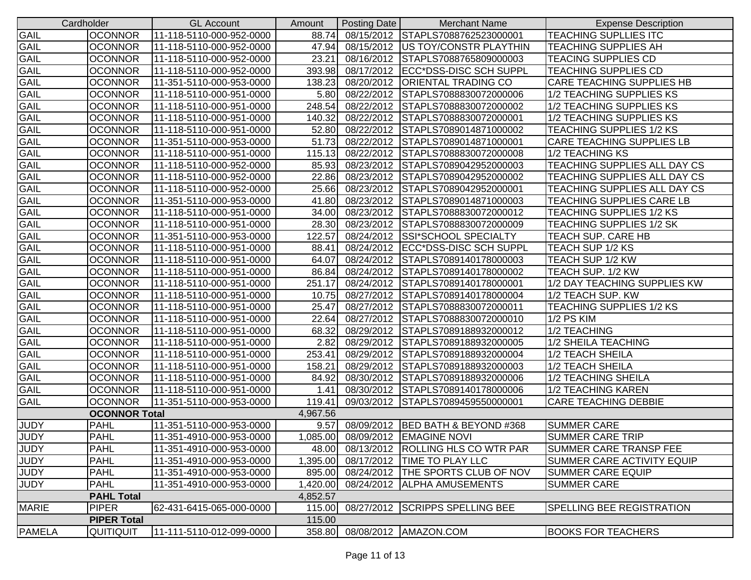| Cardholder | | GL Account | Amount | Posting Date | Merchant Name | Expense Description |
|---|---|---|---|---|---|---|
| GAIL | OCONNOR | 11-118-5110-000-952-0000 | 88.74 | 08/15/2012 | STAPLS7088762523000001 | TEACHING SUPLLIES ITC |
| GAIL | OCONNOR | 11-118-5110-000-952-0000 | 47.94 | 08/15/2012 | US TOY/CONSTR PLAYTHIN | TEACHING SUPPLIES AH |
| GAIL | OCONNOR | 11-118-5110-000-952-0000 | 23.21 | 08/16/2012 | STAPLS7088765809000003 | TEACING SUPPLIES CD |
| GAIL | OCONNOR | 11-118-5110-000-952-0000 | 393.98 | 08/17/2012 | ECC*DSS-DISC SCH SUPPL | TEACHING SUPPLIES CD |
| GAIL | OCONNOR | 11-351-5110-000-953-0000 | 138.23 | 08/20/2012 | ORIENTAL TRADING CO | CARE TEACHING SUPPLIES HB |
| GAIL | OCONNOR | 11-118-5110-000-951-0000 | 5.80 | 08/22/2012 | STAPLS7088830072000006 | 1/2 TEACHING SUPPLIES KS |
| GAIL | OCONNOR | 11-118-5110-000-951-0000 | 248.54 | 08/22/2012 | STAPLS7088830072000002 | 1/2 TEACHING SUPPLIES KS |
| GAIL | OCONNOR | 11-118-5110-000-951-0000 | 140.32 | 08/22/2012 | STAPLS7088830072000001 | 1/2 TEACHING SUPPLIES KS |
| GAIL | OCONNOR | 11-118-5110-000-951-0000 | 52.80 | 08/22/2012 | STAPLS7089014871000002 | TEACHING SUPPLIES 1/2 KS |
| GAIL | OCONNOR | 11-351-5110-000-953-0000 | 51.73 | 08/22/2012 | STAPLS7089014871000001 | CARE TEACHING SUPPLIES LB |
| GAIL | OCONNOR | 11-118-5110-000-951-0000 | 115.13 | 08/22/2012 | STAPLS7088830072000008 | 1/2 TEACHING KS |
| GAIL | OCONNOR | 11-118-5110-000-952-0000 | 85.93 | 08/23/2012 | STAPLS7089042952000003 | TEACHING SUPPLIES ALL DAY CS |
| GAIL | OCONNOR | 11-118-5110-000-952-0000 | 22.86 | 08/23/2012 | STAPLS7089042952000002 | TEACHING SUPPLIES ALL DAY CS |
| GAIL | OCONNOR | 11-118-5110-000-952-0000 | 25.66 | 08/23/2012 | STAPLS7089042952000001 | TEACHING SUPPLIES ALL DAY CS |
| GAIL | OCONNOR | 11-351-5110-000-953-0000 | 41.80 | 08/23/2012 | STAPLS7089014871000003 | TEACHING SUPPLIES CARE LB |
| GAIL | OCONNOR | 11-118-5110-000-951-0000 | 34.00 | 08/23/2012 | STAPLS7088830072000012 | TEACHING SUPPLIES 1/2 KS |
| GAIL | OCONNOR | 11-118-5110-000-951-0000 | 28.30 | 08/23/2012 | STAPLS7088830072000009 | TEACHING SUPPLIES 1/2 SK |
| GAIL | OCONNOR | 11-351-5110-000-953-0000 | 122.57 | 08/24/2012 | SSI*SCHOOL SPECIALTY | TEACH SUP. CARE HB |
| GAIL | OCONNOR | 11-118-5110-000-951-0000 | 88.41 | 08/24/2012 | ECC*DSS-DISC SCH SUPPL | TEACH SUP 1/2 KS |
| GAIL | OCONNOR | 11-118-5110-000-951-0000 | 64.07 | 08/24/2012 | STAPLS7089140178000003 | TEACH SUP 1/2 KW |
| GAIL | OCONNOR | 11-118-5110-000-951-0000 | 86.84 | 08/24/2012 | STAPLS7089140178000002 | TEACH SUP. 1/2 KW |
| GAIL | OCONNOR | 11-118-5110-000-951-0000 | 251.17 | 08/24/2012 | STAPLS7089140178000001 | 1/2 DAY TEACHING SUPPLIES KW |
| GAIL | OCONNOR | 11-118-5110-000-951-0000 | 10.75 | 08/27/2012 | STAPLS7089140178000004 | 1/2 TEACH SUP. KW |
| GAIL | OCONNOR | 11-118-5110-000-951-0000 | 25.47 | 08/27/2012 | STAPLS7088830072000011 | TEACHING SUPPLIES 1/2 KS |
| GAIL | OCONNOR | 11-118-5110-000-951-0000 | 22.64 | 08/27/2012 | STAPLS7088830072000010 | 1/2 PS KIM |
| GAIL | OCONNOR | 11-118-5110-000-951-0000 | 68.32 | 08/29/2012 | STAPLS7089188932000012 | 1/2 TEACHING |
| GAIL | OCONNOR | 11-118-5110-000-951-0000 | 2.82 | 08/29/2012 | STAPLS7089188932000005 | 1/2 SHEILA TEACHING |
| GAIL | OCONNOR | 11-118-5110-000-951-0000 | 253.41 | 08/29/2012 | STAPLS7089188932000004 | 1/2 TEACH SHEILA |
| GAIL | OCONNOR | 11-118-5110-000-951-0000 | 158.21 | 08/29/2012 | STAPLS7089188932000003 | 1/2 TEACH SHEILA |
| GAIL | OCONNOR | 11-118-5110-000-951-0000 | 84.92 | 08/30/2012 | STAPLS7089188932000006 | 1/2 TEACHING SHEILA |
| GAIL | OCONNOR | 11-118-5110-000-951-0000 | 1.41 | 08/30/2012 | STAPLS7089140178000006 | 1/2 TEACHING KAREN |
| GAIL | OCONNOR | 11-351-5110-000-953-0000 | 119.41 | 09/03/2012 | STAPLS7089459550000001 | CARE TEACHING DEBBIE |
| | **OCONNOR Total** | | 4,967.56 | | | |
| JUDY | PAHL | 11-351-5110-000-953-0000 | 9.57 | 08/09/2012 | BED BATH & BEYOND #368 | SUMMER CARE |
| JUDY | PAHL | 11-351-4910-000-953-0000 | 1,085.00 | 08/09/2012 | EMAGINE NOVI | SUMMER CARE TRIP |
| JUDY | PAHL | 11-351-4910-000-953-0000 | 48.00 | 08/13/2012 | ROLLING HLS CO WTR PAR | SUMMER CARE TRANSP FEE |
| JUDY | PAHL | 11-351-4910-000-953-0000 | 1,395.00 | 08/17/2012 | TIME TO PLAY LLC | SUMMER CARE ACTIVITY EQUIP |
| JUDY | PAHL | 11-351-4910-000-953-0000 | 895.00 | 08/24/2012 | THE SPORTS CLUB OF NOV | SUMMER CARE EQUIP |
| JUDY | PAHL | 11-351-4910-000-953-0000 | 1,420.00 | 08/24/2012 | ALPHA AMUSEMENTS | SUMMER CARE |
| | **PAHL Total** | | 4,852.57 | | | |
| MARIE | PIPER | 62-431-6415-065-000-0000 | 115.00 | 08/27/2012 | SCRIPPS SPELLING BEE | SPELLING BEE REGISTRATION |
| | **PIPER Total** | | 115.00 | | | |
| PAMELA | QUITIQUIT | 11-111-5110-012-099-0000 | 358.80 | 08/08/2012 | AMAZON.COM | BOOKS FOR TEACHERS |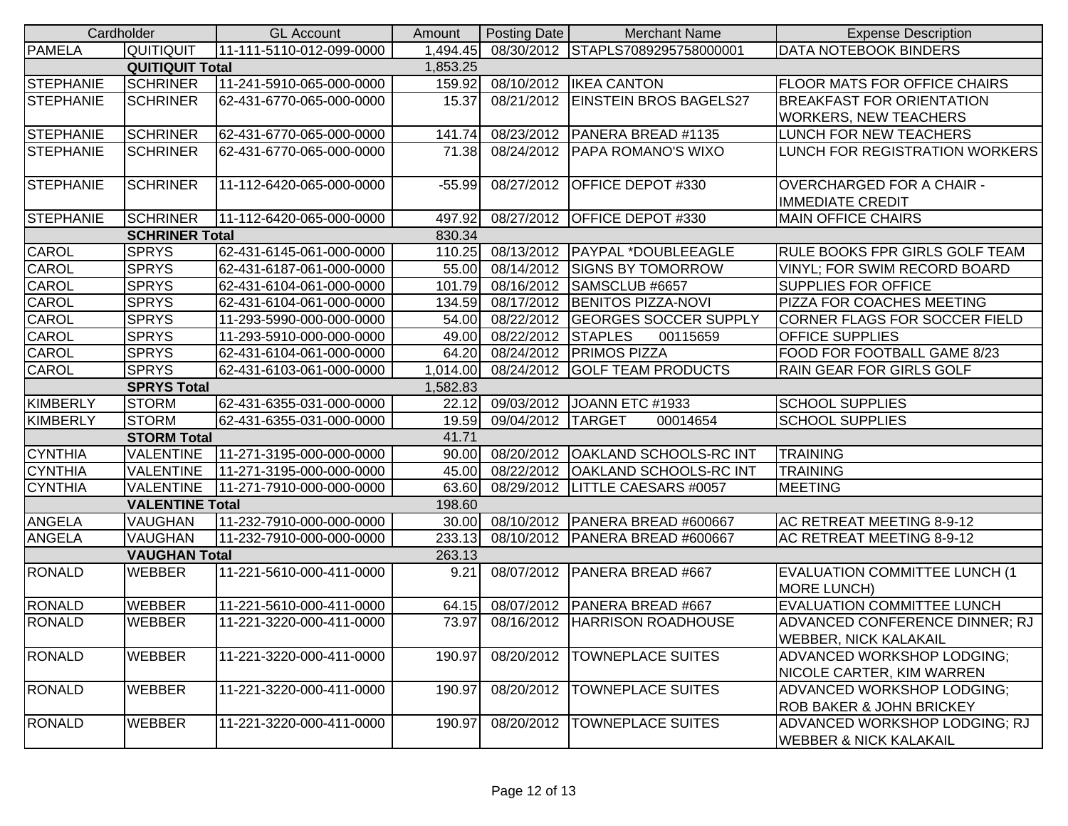| Cardholder | | GL Account | Amount | Posting Date | Merchant Name | Expense Description |
|---|---|---|---|---|---|---|
| PAMELA | QUITIQUIT | 11-111-5110-012-099-0000 | 1,494.45 | 08/30/2012 | STAPLS7089295758000001 | DATA NOTEBOOK BINDERS |
| | **QUITIQUIT Total** | | 1,853.25 | | | |
| STEPHANIE | SCHRINER | 11-241-5910-065-000-0000 | 159.92 | 08/10/2012 | IKEA CANTON | FLOOR MATS FOR OFFICE CHAIRS |
| STEPHANIE | SCHRINER | 62-431-6770-065-000-0000 | 15.37 | 08/21/2012 | EINSTEIN BROS BAGELS27 | BREAKFAST FOR ORIENTATION WORKERS, NEW TEACHERS |
| STEPHANIE | SCHRINER | 62-431-6770-065-000-0000 | 141.74 | 08/23/2012 | PANERA BREAD #1135 | LUNCH FOR NEW TEACHERS |
| STEPHANIE | SCHRINER | 62-431-6770-065-000-0000 | 71.38 | 08/24/2012 | PAPA ROMANO'S WIXO | LUNCH FOR REGISTRATION WORKERS |
| STEPHANIE | SCHRINER | 11-112-6420-065-000-0000 | -55.99 | 08/27/2012 | OFFICE DEPOT #330 | OVERCHARGED FOR A CHAIR - IMMEDIATE CREDIT |
| STEPHANIE | SCHRINER | 11-112-6420-065-000-0000 | 497.92 | 08/27/2012 | OFFICE DEPOT #330 | MAIN OFFICE CHAIRS |
| | **SCHRINER Total** | | 830.34 | | | |
| CAROL | SPRYS | 62-431-6145-061-000-0000 | 110.25 | 08/13/2012 | PAYPAL *DOUBLEEAGLE | RULE BOOKS FPR GIRLS GOLF TEAM |
| CAROL | SPRYS | 62-431-6187-061-000-0000 | 55.00 | 08/14/2012 | SIGNS BY TOMORROW | VINYL; FOR SWIM RECORD BOARD |
| CAROL | SPRYS | 62-431-6104-061-000-0000 | 101.79 | 08/16/2012 | SAMSCLUB #6657 | SUPPLIES FOR OFFICE |
| CAROL | SPRYS | 62-431-6104-061-000-0000 | 134.59 | 08/17/2012 | BENITOS PIZZA-NOVI | PIZZA FOR COACHES MEETING |
| CAROL | SPRYS | 11-293-5990-000-000-0000 | 54.00 | 08/22/2012 | GEORGES SOCCER SUPPLY | CORNER FLAGS FOR SOCCER FIELD |
| CAROL | SPRYS | 11-293-5910-000-000-0000 | 49.00 | 08/22/2012 | STAPLES 00115659 | OFFICE SUPPLIES |
| CAROL | SPRYS | 62-431-6104-061-000-0000 | 64.20 | 08/24/2012 | PRIMOS PIZZA | FOOD FOR FOOTBALL GAME 8/23 |
| CAROL | SPRYS | 62-431-6103-061-000-0000 | 1,014.00 | 08/24/2012 | GOLF TEAM PRODUCTS | RAIN GEAR FOR GIRLS GOLF |
| | **SPRYS Total** | | 1,582.83 | | | |
| KIMBERLY | STORM | 62-431-6355-031-000-0000 | 22.12 | 09/03/2012 | JOANN ETC #1933 | SCHOOL SUPPLIES |
| KIMBERLY | STORM | 62-431-6355-031-000-0000 | 19.59 | 09/04/2012 | TARGET 00014654 | SCHOOL SUPPLIES |
| | **STORM Total** | | 41.71 | | | |
| CYNTHIA | VALENTINE | 11-271-3195-000-000-0000 | 90.00 | 08/20/2012 | OAKLAND SCHOOLS-RC INT | TRAINING |
| CYNTHIA | VALENTINE | 11-271-3195-000-000-0000 | 45.00 | 08/22/2012 | OAKLAND SCHOOLS-RC INT | TRAINING |
| CYNTHIA | VALENTINE | 11-271-7910-000-000-0000 | 63.60 | 08/29/2012 | LITTLE CAESARS #0057 | MEETING |
| | **VALENTINE Total** | | 198.60 | | | |
| ANGELA | VAUGHAN | 11-232-7910-000-000-0000 | 30.00 | 08/10/2012 | PANERA BREAD #600667 | AC RETREAT MEETING 8-9-12 |
| ANGELA | VAUGHAN | 11-232-7910-000-000-0000 | 233.13 | 08/10/2012 | PANERA BREAD #600667 | AC RETREAT MEETING 8-9-12 |
| | **VAUGHAN Total** | | 263.13 | | | |
| RONALD | WEBBER | 11-221-5610-000-411-0000 | 9.21 | 08/07/2012 | PANERA BREAD #667 | EVALUATION COMMITTEE LUNCH (1 MORE LUNCH) |
| RONALD | WEBBER | 11-221-5610-000-411-0000 | 64.15 | 08/07/2012 | PANERA BREAD #667 | EVALUATION COMMITTEE LUNCH |
| RONALD | WEBBER | 11-221-3220-000-411-0000 | 73.97 | 08/16/2012 | HARRISON ROADHOUSE | ADVANCED CONFERENCE DINNER; RJ WEBBER, NICK KALAKAIL |
| RONALD | WEBBER | 11-221-3220-000-411-0000 | 190.97 | 08/20/2012 | TOWNEPLACE SUITES | ADVANCED WORKSHOP LODGING; NICOLE CARTER, KIM WARREN |
| RONALD | WEBBER | 11-221-3220-000-411-0000 | 190.97 | 08/20/2012 | TOWNEPLACE SUITES | ADVANCED WORKSHOP LODGING; ROB BAKER & JOHN BRICKEY |
| RONALD | WEBBER | 11-221-3220-000-411-0000 | 190.97 | 08/20/2012 | TOWNEPLACE SUITES | ADVANCED WORKSHOP LODGING; RJ WEBBER & NICK KALAKAIL |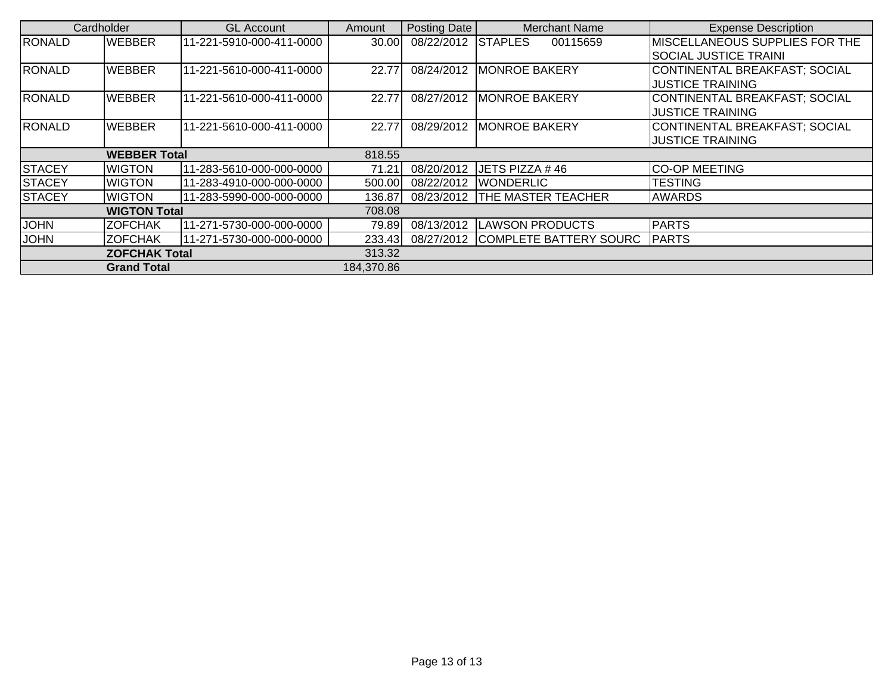| Cardholder | | GL Account | Amount | Posting Date | Merchant Name | Expense Description |
|---|---|---|---|---|---|---|
| RONALD | WEBBER | 11-221-5910-000-411-0000 | 30.00 | 08/22/2012 | STAPLES 00115659 | MISCELLANEOUS SUPPLIES FOR THE SOCIAL JUSTICE TRAINI |
| RONALD | WEBBER | 11-221-5610-000-411-0000 | 22.77 | 08/24/2012 | MONROE BAKERY | CONTINENTAL BREAKFAST; SOCIAL JUSTICE TRAINING |
| RONALD | WEBBER | 11-221-5610-000-411-0000 | 22.77 | 08/27/2012 | MONROE BAKERY | CONTINENTAL BREAKFAST; SOCIAL JUSTICE TRAINING |
| RONALD | WEBBER | 11-221-5610-000-411-0000 | 22.77 | 08/29/2012 | MONROE BAKERY | CONTINENTAL BREAKFAST; SOCIAL JUSTICE TRAINING |
| | **WEBBER Total** | | 818.55 | | | |
| STACEY | WIGTON | 11-283-5610-000-000-0000 | 71.21 | 08/20/2012 | JETS PIZZA # 46 | CO-OP MEETING |
| STACEY | WIGTON | 11-283-4910-000-000-0000 | 500.00 | 08/22/2012 | WONDERLIC | TESTING |
| STACEY | WIGTON | 11-283-5990-000-000-0000 | 136.87 | 08/23/2012 | THE MASTER TEACHER | AWARDS |
| | **WIGTON Total** | | 708.08 | | | |
| JOHN | ZOFCHAK | 11-271-5730-000-000-0000 | 79.89 | 08/13/2012 | LAWSON PRODUCTS | PARTS |
| JOHN | ZOFCHAK | 11-271-5730-000-000-0000 | 233.43 | 08/27/2012 | COMPLETE BATTERY SOURC | PARTS |
| | **ZOFCHAK Total** | | 313.32 | | | |
| | **Grand Total** | | 184,370.86 | | | |